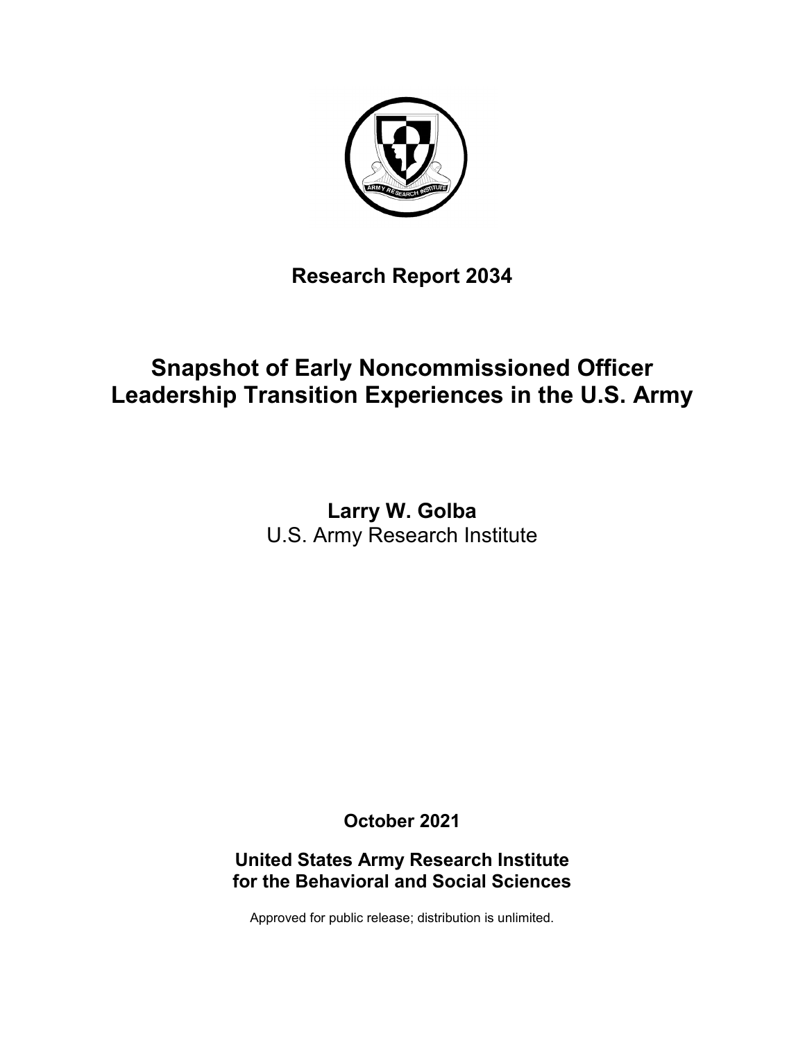**Research Report 2034**

# Snapshot of Early Noncommissioned Officer Leadership Transition Experiences in the U.S. Army

**Larry W. Golba**
U.S. Army Research Institute

**October 2021**

**United States Army Research Institute for the Behavioral and Social Sciences**

Approved for public release; distribution is unlimited.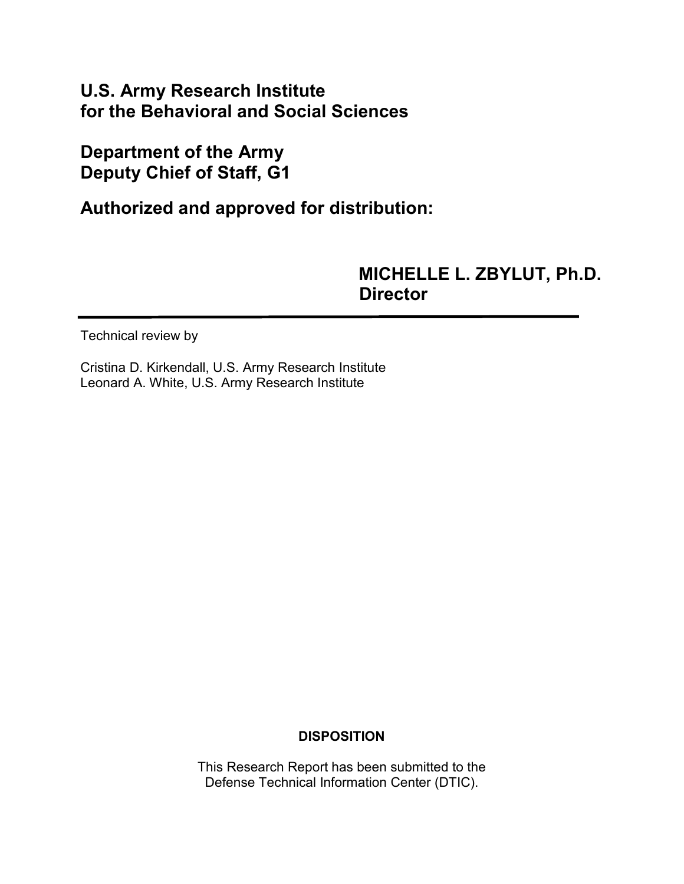**U.S. Army Research Institute for the Behavioral and Social Sciences**

**Department of the Army Deputy Chief of Staff, G1**

**Authorized and approved for distribution:**

**MICHELLE L. ZBYLUT, Ph.D.**
**Director**

---

Technical review by

Cristina D. Kirkendall, U.S. Army Research Institute
Leonard A. White, U.S. Army Research Institute

**DISPOSITION**

This Research Report has been submitted to the Defense Technical Information Center (DTIC).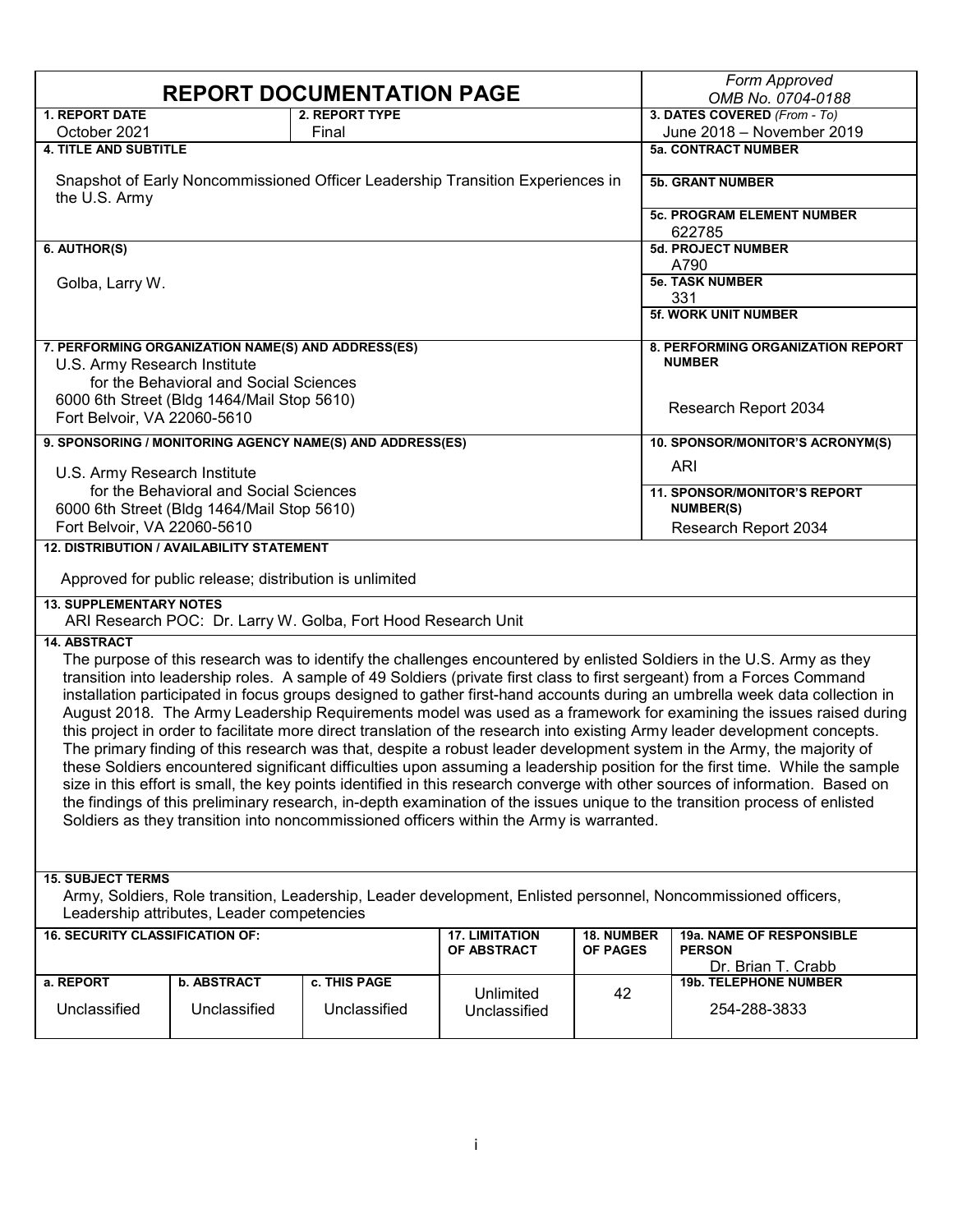# REPORT DOCUMENTATION PAGE

*Form Approved*
*OMB No. 0704-0188*

| | | |
|---|---|---|
| **1. REPORT DATE**<br>October 2021 | **2. REPORT TYPE**<br>Final | **3. DATES COVERED** *(From - To)*<br>June 2018 – November 2019 |
| **4. TITLE AND SUBTITLE**<br>Snapshot of Early Noncommissioned Officer Leadership Transition Experiences in the U.S. Army | | **5a. CONTRACT NUMBER** |
| | | **5b. GRANT NUMBER** |
| | | **5c. PROGRAM ELEMENT NUMBER**<br>622785 |
| **6. AUTHOR(S)**<br>Golba, Larry W. | | **5d. PROJECT NUMBER**<br>A790 |
| | | **5e. TASK NUMBER**<br>331 |
| | | **5f. WORK UNIT NUMBER** |
| **7. PERFORMING ORGANIZATION NAME(S) AND ADDRESS(ES)**<br>U.S. Army Research Institute for the Behavioral and Social Sciences<br>6000 6th Street (Bldg 1464/Mail Stop 5610)<br>Fort Belvoir, VA 22060-5610 | | **8. PERFORMING ORGANIZATION REPORT NUMBER**<br>Research Report 2034 |
| **9. SPONSORING / MONITORING AGENCY NAME(S) AND ADDRESS(ES)**<br>U.S. Army Research Institute for the Behavioral and Social Sciences<br>6000 6th Street (Bldg 1464/Mail Stop 5610)<br>Fort Belvoir, VA 22060-5610 | | **10. SPONSOR/MONITOR'S ACRONYM(S)**<br>ARI |
| | | **11. SPONSOR/MONITOR'S REPORT NUMBER(S)**<br>Research Report 2034 |

**12. DISTRIBUTION / AVAILABILITY STATEMENT**

Approved for public release; distribution is unlimited

**13. SUPPLEMENTARY NOTES**

ARI Research POC: Dr. Larry W. Golba, Fort Hood Research Unit

**14. ABSTRACT**

The purpose of this research was to identify the challenges encountered by enlisted Soldiers in the U.S. Army as they transition into leadership roles. A sample of 49 Soldiers (private first class to first sergeant) from a Forces Command installation participated in focus groups designed to gather first-hand accounts during an umbrella week data collection in August 2018. The Army Leadership Requirements model was used as a framework for examining the issues raised during this project in order to facilitate more direct translation of the research into existing Army leader development concepts. The primary finding of this research was that, despite a robust leader development system in the Army, the majority of these Soldiers encountered significant difficulties upon assuming a leadership position for the first time. While the sample size in this effort is small, the key points identified in this research converge with other sources of information. Based on the findings of this preliminary research, in-depth examination of the issues unique to the transition process of enlisted Soldiers as they transition into noncommissioned officers within the Army is warranted.

**15. SUBJECT TERMS**

Army, Soldiers, Role transition, Leadership, Leader development, Enlisted personnel, Noncommissioned officers, Leadership attributes, Leader competencies

| **16. SECURITY CLASSIFICATION OF:** | | | **17. LIMITATION OF ABSTRACT** | **18. NUMBER OF PAGES** | **19a. NAME OF RESPONSIBLE PERSON**<br>Dr. Brian T. Crabb |
|---|---|---|---|---|---|
| **a. REPORT**<br>Unclassified | **b. ABSTRACT**<br>Unclassified | **c. THIS PAGE**<br>Unclassified | Unlimited<br>Unclassified | 42 | **19b. TELEPHONE NUMBER**<br>254-288-3833 |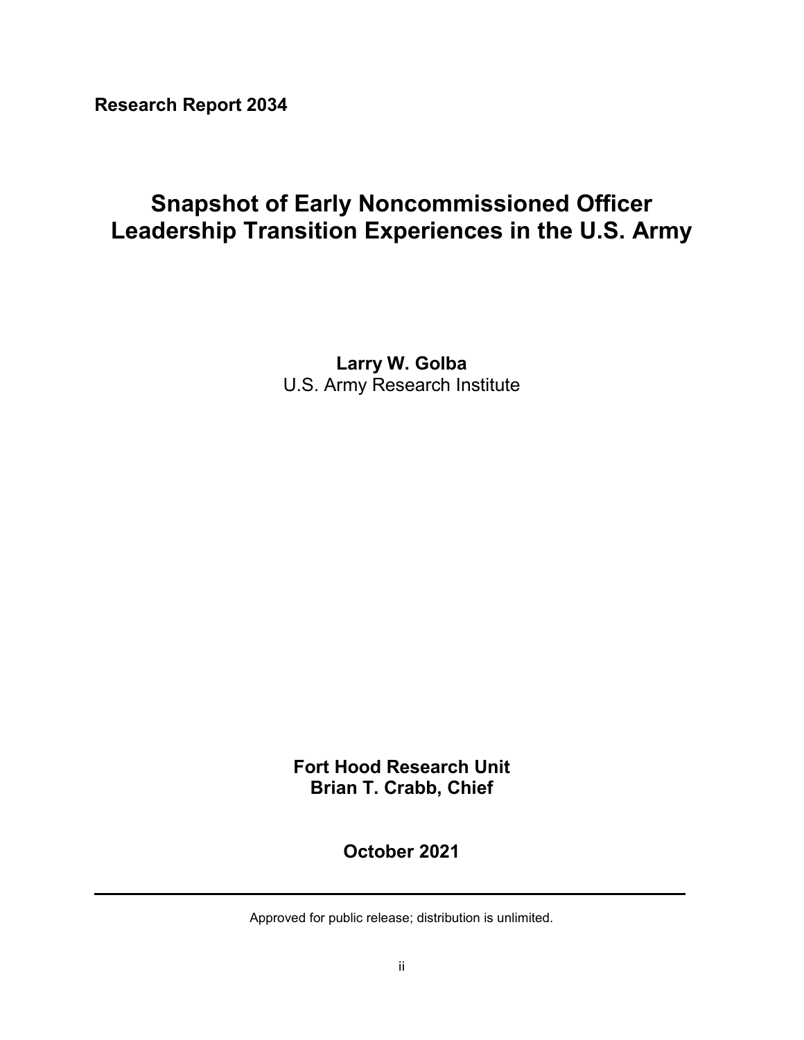**Research Report 2034**

# Snapshot of Early Noncommissioned Officer Leadership Transition Experiences in the U.S. Army

**Larry W. Golba**
U.S. Army Research Institute

**Fort Hood Research Unit**
**Brian T. Crabb, Chief**

**October 2021**

---

Approved for public release; distribution is unlimited.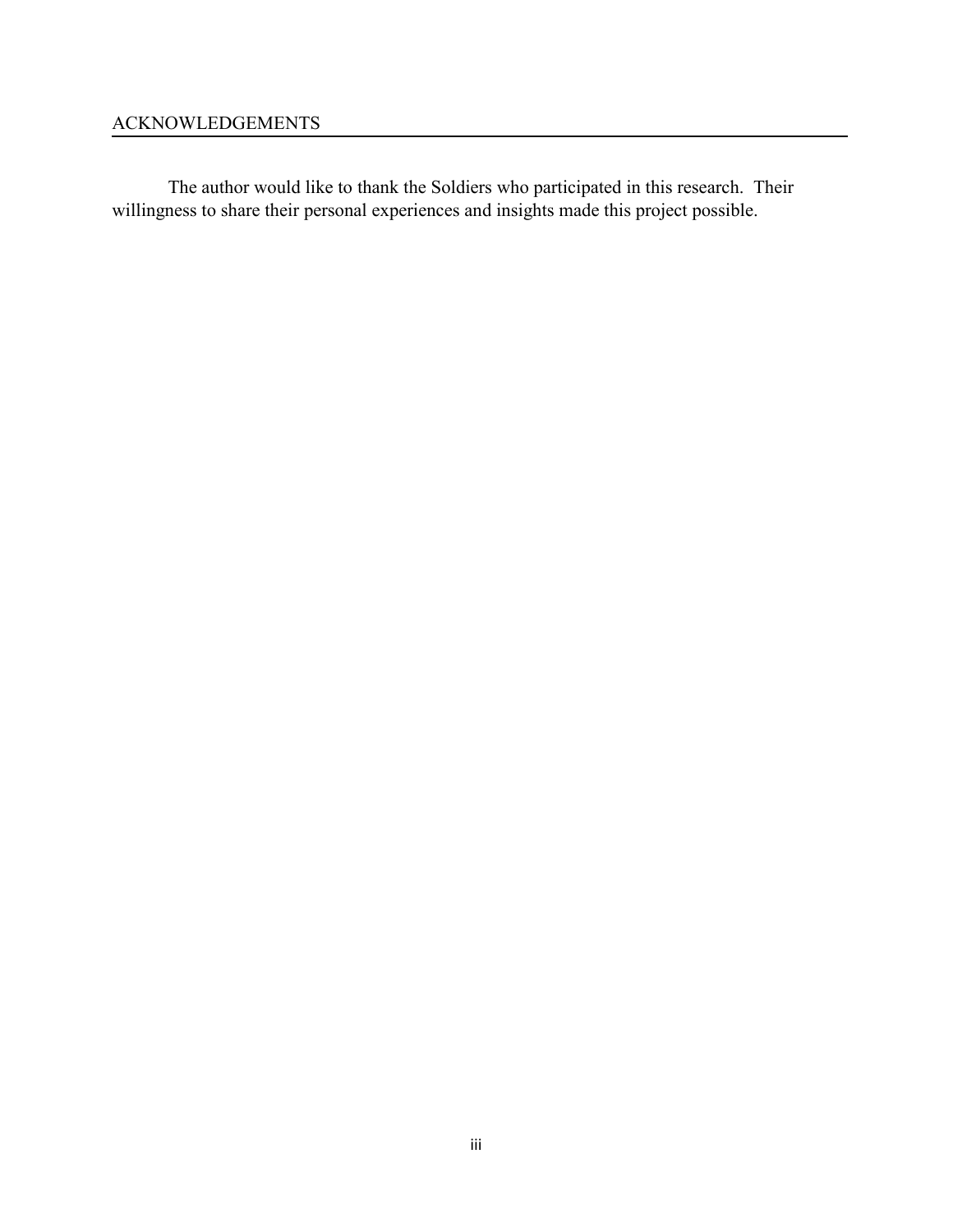## ACKNOWLEDGEMENTS

The author would like to thank the Soldiers who participated in this research. Their willingness to share their personal experiences and insights made this project possible.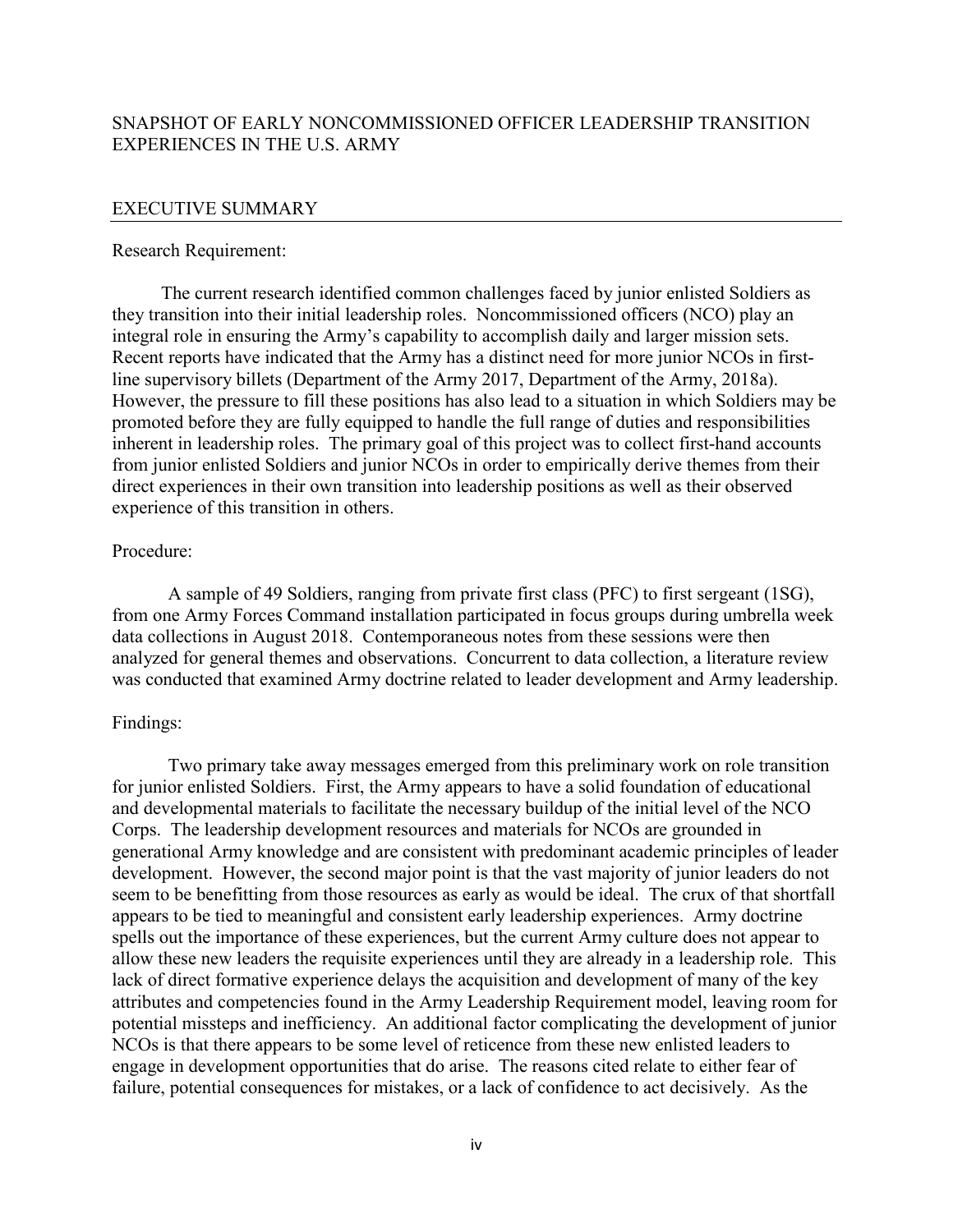# SNAPSHOT OF EARLY NONCOMMISSIONED OFFICER LEADERSHIP TRANSITION EXPERIENCES IN THE U.S. ARMY

## EXECUTIVE SUMMARY

Research Requirement:

The current research identified common challenges faced by junior enlisted Soldiers as they transition into their initial leadership roles. Noncommissioned officers (NCO) play an integral role in ensuring the Army's capability to accomplish daily and larger mission sets. Recent reports have indicated that the Army has a distinct need for more junior NCOs in first-line supervisory billets (Department of the Army 2017, Department of the Army, 2018a). However, the pressure to fill these positions has also lead to a situation in which Soldiers may be promoted before they are fully equipped to handle the full range of duties and responsibilities inherent in leadership roles. The primary goal of this project was to collect first-hand accounts from junior enlisted Soldiers and junior NCOs in order to empirically derive themes from their direct experiences in their own transition into leadership positions as well as their observed experience of this transition in others.

Procedure:

A sample of 49 Soldiers, ranging from private first class (PFC) to first sergeant (1SG), from one Army Forces Command installation participated in focus groups during umbrella week data collections in August 2018. Contemporaneous notes from these sessions were then analyzed for general themes and observations. Concurrent to data collection, a literature review was conducted that examined Army doctrine related to leader development and Army leadership.

Findings:

Two primary take away messages emerged from this preliminary work on role transition for junior enlisted Soldiers. First, the Army appears to have a solid foundation of educational and developmental materials to facilitate the necessary buildup of the initial level of the NCO Corps. The leadership development resources and materials for NCOs are grounded in generational Army knowledge and are consistent with predominant academic principles of leader development. However, the second major point is that the vast majority of junior leaders do not seem to be benefitting from those resources as early as would be ideal. The crux of that shortfall appears to be tied to meaningful and consistent early leadership experiences. Army doctrine spells out the importance of these experiences, but the current Army culture does not appear to allow these new leaders the requisite experiences until they are already in a leadership role. This lack of direct formative experience delays the acquisition and development of many of the key attributes and competencies found in the Army Leadership Requirement model, leaving room for potential missteps and inefficiency. An additional factor complicating the development of junior NCOs is that there appears to be some level of reticence from these new enlisted leaders to engage in development opportunities that do arise. The reasons cited relate to either fear of failure, potential consequences for mistakes, or a lack of confidence to act decisively. As the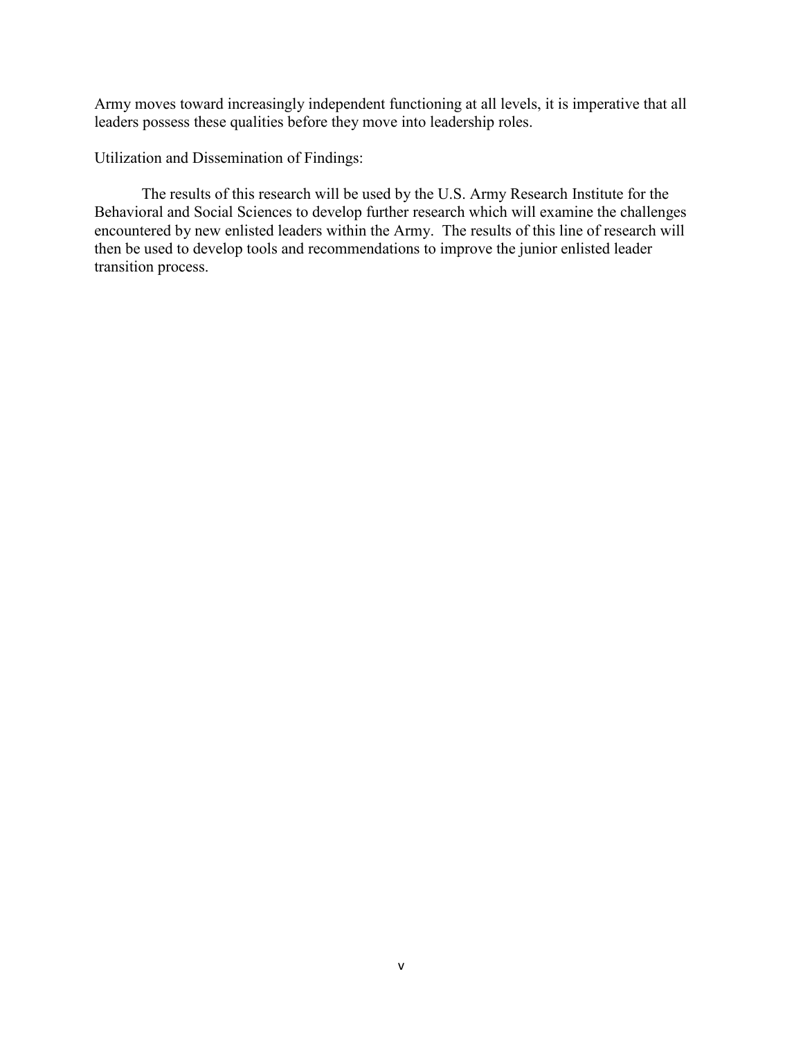Army moves toward increasingly independent functioning at all levels, it is imperative that all leaders possess these qualities before they move into leadership roles.

Utilization and Dissemination of Findings:

The results of this research will be used by the U.S. Army Research Institute for the Behavioral and Social Sciences to develop further research which will examine the challenges encountered by new enlisted leaders within the Army. The results of this line of research will then be used to develop tools and recommendations to improve the junior enlisted leader transition process.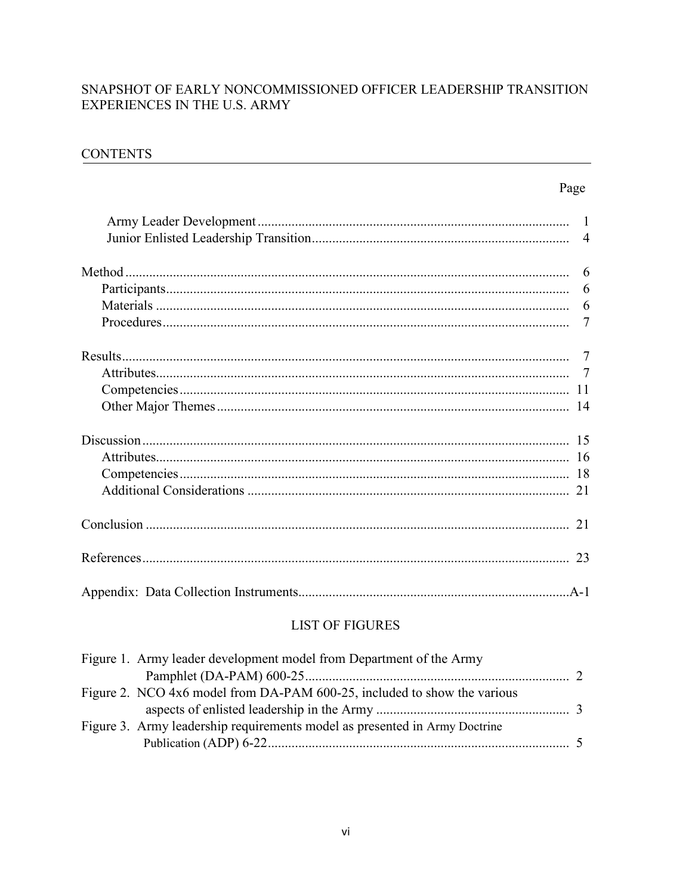SNAPSHOT OF EARLY NONCOMMISSIONED OFFICER LEADERSHIP TRANSITION EXPERIENCES IN THE U.S. ARMY

## CONTENTS

| | Page |
|---|---|
| Army Leader Development | 1 |
| Junior Enlisted Leadership Transition | 4 |
| Method | 6 |
| Participants | 6 |
| Materials | 6 |
| Procedures | 7 |
| Results | 7 |
| Attributes | 7 |
| Competencies | 11 |
| Other Major Themes | 14 |
| Discussion | 15 |
| Attributes | 16 |
| Competencies | 18 |
| Additional Considerations | 21 |
| Conclusion | 21 |
| References | 23 |
| Appendix: Data Collection Instruments | A-1 |

## LIST OF FIGURES

| | |
|---|---|
| Figure 1. Army leader development model from Department of the Army Pamphlet (DA-PAM) 600-25 | 2 |
| Figure 2. NCO 4x6 model from DA-PAM 600-25, included to show the various aspects of enlisted leadership in the Army | 3 |
| Figure 3. Army leadership requirements model as presented in Army Doctrine Publication (ADP) 6-22 | 5 |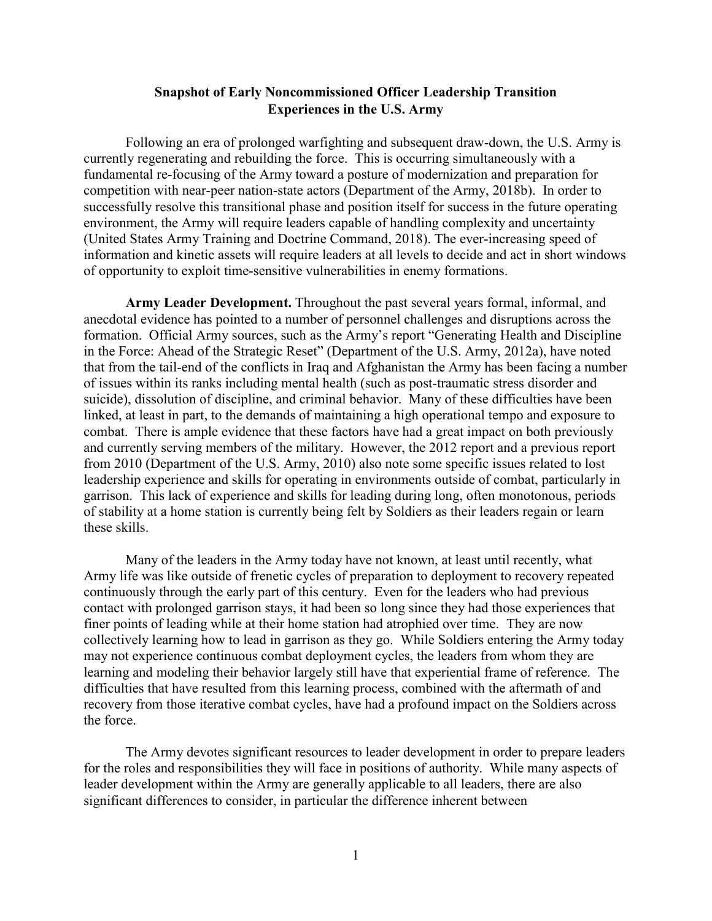## Snapshot of Early Noncommissioned Officer Leadership Transition Experiences in the U.S. Army

Following an era of prolonged warfighting and subsequent draw-down, the U.S. Army is currently regenerating and rebuilding the force. This is occurring simultaneously with a fundamental re-focusing of the Army toward a posture of modernization and preparation for competition with near-peer nation-state actors (Department of the Army, 2018b). In order to successfully resolve this transitional phase and position itself for success in the future operating environment, the Army will require leaders capable of handling complexity and uncertainty (United States Army Training and Doctrine Command, 2018). The ever-increasing speed of information and kinetic assets will require leaders at all levels to decide and act in short windows of opportunity to exploit time-sensitive vulnerabilities in enemy formations.

**Army Leader Development.** Throughout the past several years formal, informal, and anecdotal evidence has pointed to a number of personnel challenges and disruptions across the formation. Official Army sources, such as the Army's report "Generating Health and Discipline in the Force: Ahead of the Strategic Reset" (Department of the U.S. Army, 2012a), have noted that from the tail-end of the conflicts in Iraq and Afghanistan the Army has been facing a number of issues within its ranks including mental health (such as post-traumatic stress disorder and suicide), dissolution of discipline, and criminal behavior. Many of these difficulties have been linked, at least in part, to the demands of maintaining a high operational tempo and exposure to combat. There is ample evidence that these factors have had a great impact on both previously and currently serving members of the military. However, the 2012 report and a previous report from 2010 (Department of the U.S. Army, 2010) also note some specific issues related to lost leadership experience and skills for operating in environments outside of combat, particularly in garrison. This lack of experience and skills for leading during long, often monotonous, periods of stability at a home station is currently being felt by Soldiers as their leaders regain or learn these skills.

Many of the leaders in the Army today have not known, at least until recently, what Army life was like outside of frenetic cycles of preparation to deployment to recovery repeated continuously through the early part of this century. Even for the leaders who had previous contact with prolonged garrison stays, it had been so long since they had those experiences that finer points of leading while at their home station had atrophied over time. They are now collectively learning how to lead in garrison as they go. While Soldiers entering the Army today may not experience continuous combat deployment cycles, the leaders from whom they are learning and modeling their behavior largely still have that experiential frame of reference. The difficulties that have resulted from this learning process, combined with the aftermath of and recovery from those iterative combat cycles, have had a profound impact on the Soldiers across the force.

The Army devotes significant resources to leader development in order to prepare leaders for the roles and responsibilities they will face in positions of authority. While many aspects of leader development within the Army are generally applicable to all leaders, there are also significant differences to consider, in particular the difference inherent between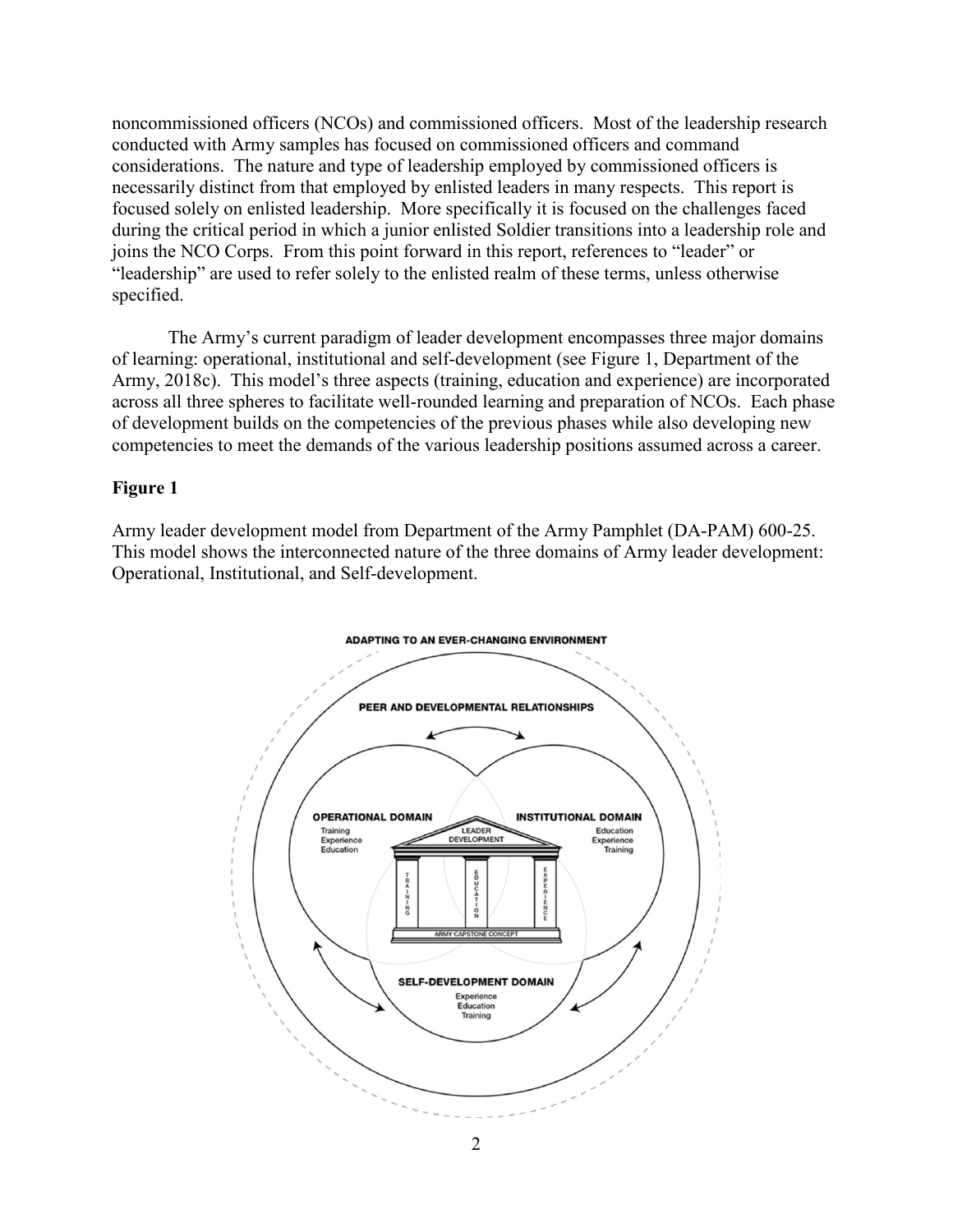noncommissioned officers (NCOs) and commissioned officers. Most of the leadership research conducted with Army samples has focused on commissioned officers and command considerations. The nature and type of leadership employed by commissioned officers is necessarily distinct from that employed by enlisted leaders in many respects. This report is focused solely on enlisted leadership. More specifically it is focused on the challenges faced during the critical period in which a junior enlisted Soldier transitions into a leadership role and joins the NCO Corps. From this point forward in this report, references to "leader" or "leadership" are used to refer solely to the enlisted realm of these terms, unless otherwise specified.

The Army's current paradigm of leader development encompasses three major domains of learning: operational, institutional and self-development (see Figure 1, Department of the Army, 2018c). This model's three aspects (training, education and experience) are incorporated across all three spheres to facilitate well-rounded learning and preparation of NCOs. Each phase of development builds on the competencies of the previous phases while also developing new competencies to meet the demands of the various leadership positions assumed across a career.

**Figure 1**

Army leader development model from Department of the Army Pamphlet (DA-PAM) 600-25. This model shows the interconnected nature of the three domains of Army leader development: Operational, Institutional, and Self-development.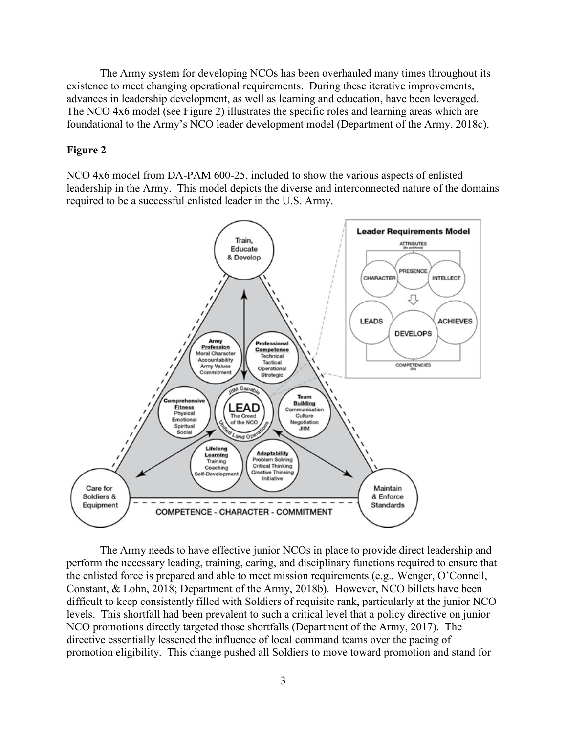The Army system for developing NCOs has been overhauled many times throughout its existence to meet changing operational requirements. During these iterative improvements, advances in leadership development, as well as learning and education, have been leveraged. The NCO 4x6 model (see Figure 2) illustrates the specific roles and learning areas which are foundational to the Army's NCO leader development model (Department of the Army, 2018c).

**Figure 2**

NCO 4x6 model from DA-PAM 600-25, included to show the various aspects of enlisted leadership in the Army. This model depicts the diverse and interconnected nature of the domains required to be a successful enlisted leader in the U.S. Army.

The Army needs to have effective junior NCOs in place to provide direct leadership and perform the necessary leading, training, caring, and disciplinary functions required to ensure that the enlisted force is prepared and able to meet mission requirements (e.g., Wenger, O'Connell, Constant, & Lohn, 2018; Department of the Army, 2018b). However, NCO billets have been difficult to keep consistently filled with Soldiers of requisite rank, particularly at the junior NCO levels. This shortfall had been prevalent to such a critical level that a policy directive on junior NCO promotions directly targeted those shortfalls (Department of the Army, 2017). The directive essentially lessened the influence of local command teams over the pacing of promotion eligibility. This change pushed all Soldiers to move toward promotion and stand for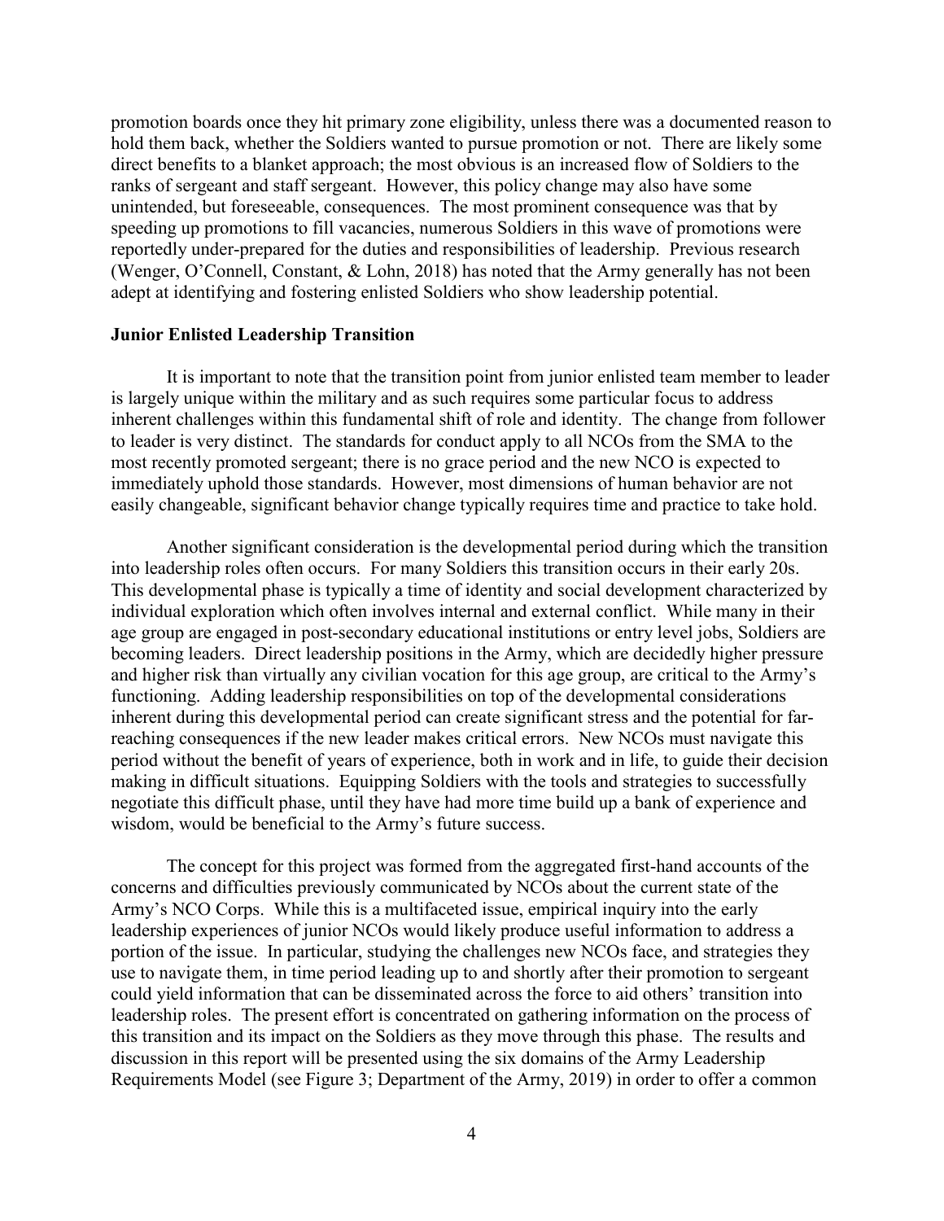promotion boards once they hit primary zone eligibility, unless there was a documented reason to hold them back, whether the Soldiers wanted to pursue promotion or not. There are likely some direct benefits to a blanket approach; the most obvious is an increased flow of Soldiers to the ranks of sergeant and staff sergeant. However, this policy change may also have some unintended, but foreseeable, consequences. The most prominent consequence was that by speeding up promotions to fill vacancies, numerous Soldiers in this wave of promotions were reportedly under-prepared for the duties and responsibilities of leadership. Previous research (Wenger, O'Connell, Constant, & Lohn, 2018) has noted that the Army generally has not been adept at identifying and fostering enlisted Soldiers who show leadership potential.

### Junior Enlisted Leadership Transition

It is important to note that the transition point from junior enlisted team member to leader is largely unique within the military and as such requires some particular focus to address inherent challenges within this fundamental shift of role and identity. The change from follower to leader is very distinct. The standards for conduct apply to all NCOs from the SMA to the most recently promoted sergeant; there is no grace period and the new NCO is expected to immediately uphold those standards. However, most dimensions of human behavior are not easily changeable, significant behavior change typically requires time and practice to take hold.

Another significant consideration is the developmental period during which the transition into leadership roles often occurs. For many Soldiers this transition occurs in their early 20s. This developmental phase is typically a time of identity and social development characterized by individual exploration which often involves internal and external conflict. While many in their age group are engaged in post-secondary educational institutions or entry level jobs, Soldiers are becoming leaders. Direct leadership positions in the Army, which are decidedly higher pressure and higher risk than virtually any civilian vocation for this age group, are critical to the Army's functioning. Adding leadership responsibilities on top of the developmental considerations inherent during this developmental period can create significant stress and the potential for far-reaching consequences if the new leader makes critical errors. New NCOs must navigate this period without the benefit of years of experience, both in work and in life, to guide their decision making in difficult situations. Equipping Soldiers with the tools and strategies to successfully negotiate this difficult phase, until they have had more time build up a bank of experience and wisdom, would be beneficial to the Army's future success.

The concept for this project was formed from the aggregated first-hand accounts of the concerns and difficulties previously communicated by NCOs about the current state of the Army's NCO Corps. While this is a multifaceted issue, empirical inquiry into the early leadership experiences of junior NCOs would likely produce useful information to address a portion of the issue. In particular, studying the challenges new NCOs face, and strategies they use to navigate them, in time period leading up to and shortly after their promotion to sergeant could yield information that can be disseminated across the force to aid others' transition into leadership roles. The present effort is concentrated on gathering information on the process of this transition and its impact on the Soldiers as they move through this phase. The results and discussion in this report will be presented using the six domains of the Army Leadership Requirements Model (see Figure 3; Department of the Army, 2019) in order to offer a common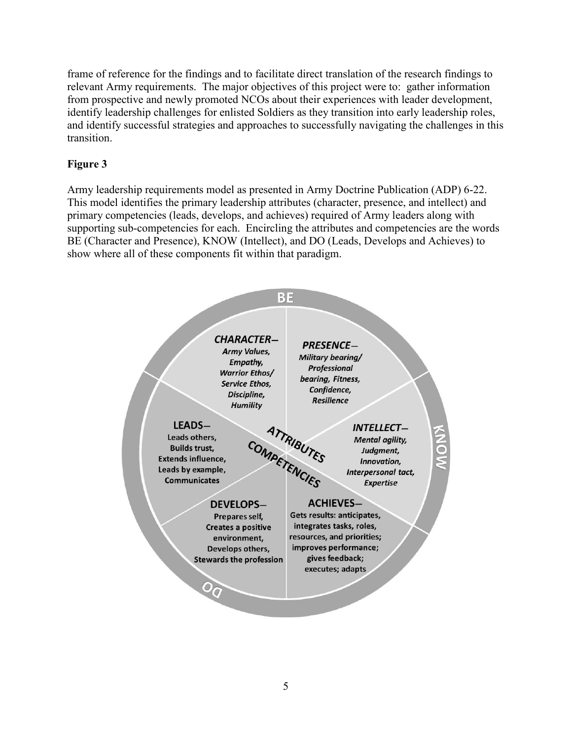frame of reference for the findings and to facilitate direct translation of the research findings to relevant Army requirements. The major objectives of this project were to: gather information from prospective and newly promoted NCOs about their experiences with leader development, identify leadership challenges for enlisted Soldiers as they transition into early leadership roles, and identify successful strategies and approaches to successfully navigating the challenges in this transition.

**Figure 3**

Army leadership requirements model as presented in Army Doctrine Publication (ADP) 6-22. This model identifies the primary leadership attributes (character, presence, and intellect) and primary competencies (leads, develops, and achieves) required of Army leaders along with supporting sub-competencies for each. Encircling the attributes and competencies are the words BE (Character and Presence), KNOW (Intellect), and DO (Leads, Develops and Achieves) to show where all of these components fit within that paradigm.

BE

KNOW

DO

ATTRIBUTES

COMPETENCIES

***CHARACTER—*** *Army Values, Empathy, Warrior Ethos/ Service Ethos, Discipline, Humility*

***PRESENCE—*** *Military bearing/ Professional bearing, Fitness, Confidence, Resilience*

***INTELLECT—*** *Mental agility, Judgment, Innovation, Interpersonal tact, Expertise*

**LEADS—** Leads others, Builds trust, Extends influence, Leads by example, Communicates

**DEVELOPS—** Prepares self, Creates a positive environment, Develops others, Stewards the profession

**ACHIEVES—** Gets results: anticipates, integrates tasks, roles, resources, and priorities; improves performance; gives feedback; executes; adapts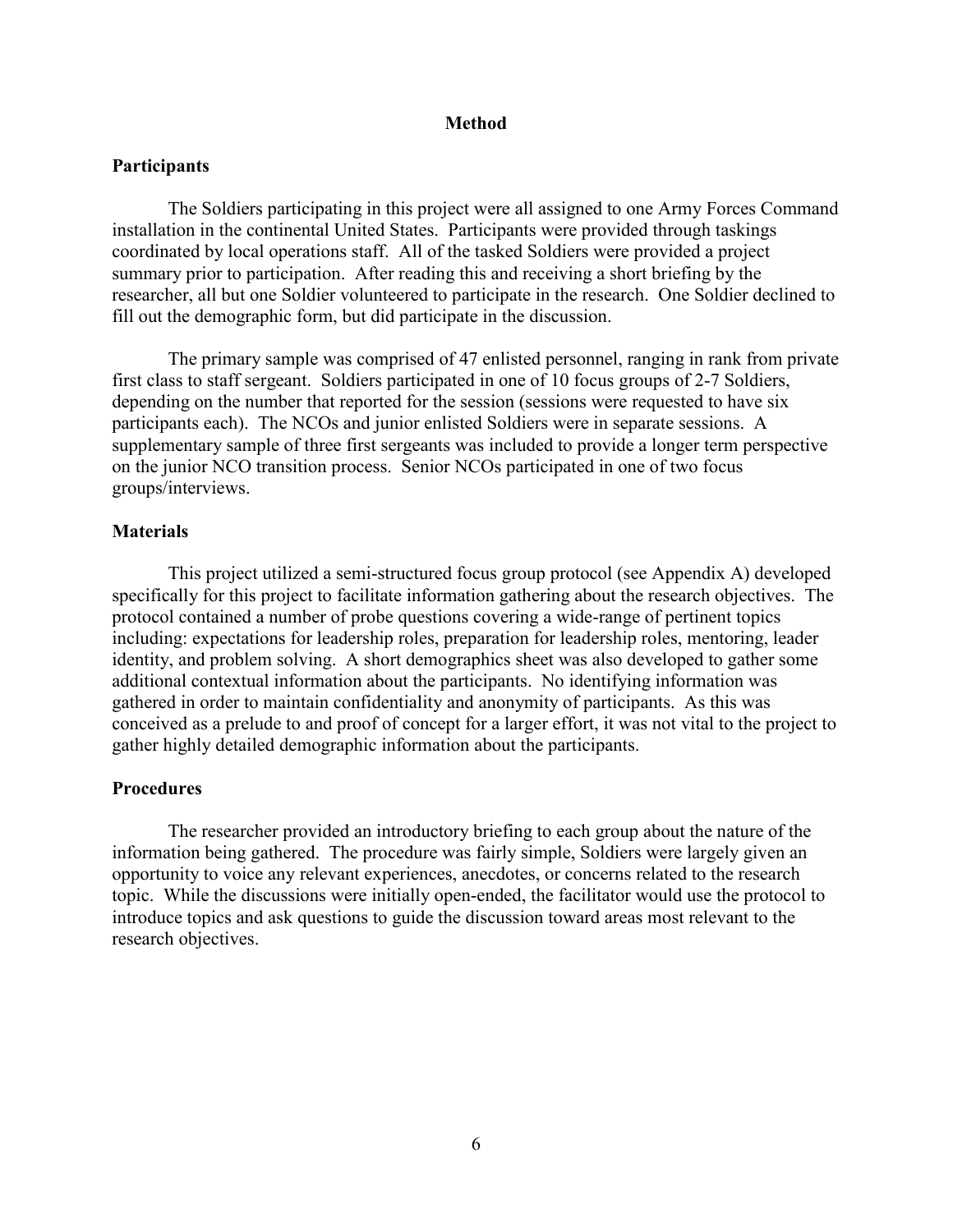## Method

### Participants

The Soldiers participating in this project were all assigned to one Army Forces Command installation in the continental United States. Participants were provided through taskings coordinated by local operations staff. All of the tasked Soldiers were provided a project summary prior to participation. After reading this and receiving a short briefing by the researcher, all but one Soldier volunteered to participate in the research. One Soldier declined to fill out the demographic form, but did participate in the discussion.

The primary sample was comprised of 47 enlisted personnel, ranging in rank from private first class to staff sergeant. Soldiers participated in one of 10 focus groups of 2-7 Soldiers, depending on the number that reported for the session (sessions were requested to have six participants each). The NCOs and junior enlisted Soldiers were in separate sessions. A supplementary sample of three first sergeants was included to provide a longer term perspective on the junior NCO transition process. Senior NCOs participated in one of two focus groups/interviews.

### Materials

This project utilized a semi-structured focus group protocol (see Appendix A) developed specifically for this project to facilitate information gathering about the research objectives. The protocol contained a number of probe questions covering a wide-range of pertinent topics including: expectations for leadership roles, preparation for leadership roles, mentoring, leader identity, and problem solving. A short demographics sheet was also developed to gather some additional contextual information about the participants. No identifying information was gathered in order to maintain confidentiality and anonymity of participants. As this was conceived as a prelude to and proof of concept for a larger effort, it was not vital to the project to gather highly detailed demographic information about the participants.

### Procedures

The researcher provided an introductory briefing to each group about the nature of the information being gathered. The procedure was fairly simple, Soldiers were largely given an opportunity to voice any relevant experiences, anecdotes, or concerns related to the research topic. While the discussions were initially open-ended, the facilitator would use the protocol to introduce topics and ask questions to guide the discussion toward areas most relevant to the research objectives.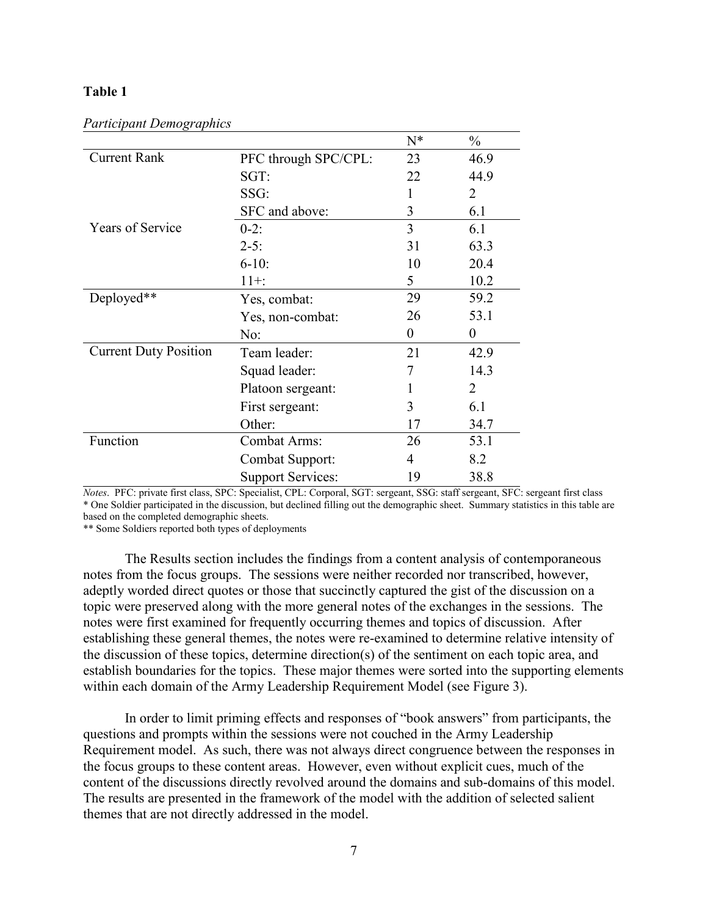**Table 1**

*Participant Demographics*

| | | N* | % |
|---|---|---|---|
| Current Rank | PFC through SPC/CPL: | 23 | 46.9 |
| | SGT: | 22 | 44.9 |
| | SSG: | 1 | 2 |
| | SFC and above: | 3 | 6.1 |
| Years of Service | 0-2: | 3 | 6.1 |
| | 2-5: | 31 | 63.3 |
| | 6-10: | 10 | 20.4 |
| | 11+: | 5 | 10.2 |
| Deployed** | Yes, combat: | 29 | 59.2 |
| | Yes, non-combat: | 26 | 53.1 |
| | No: | 0 | 0 |
| Current Duty Position | Team leader: | 21 | 42.9 |
| | Squad leader: | 7 | 14.3 |
| | Platoon sergeant: | 1 | 2 |
| | First sergeant: | 3 | 6.1 |
| | Other: | 17 | 34.7 |
| Function | Combat Arms: | 26 | 53.1 |
| | Combat Support: | 4 | 8.2 |
| | Support Services: | 19 | 38.8 |

*Notes*. PFC: private first class, SPC: Specialist, CPL: Corporal, SGT: sergeant, SSG: staff sergeant, SFC: sergeant first class
* One Soldier participated in the discussion, but declined filling out the demographic sheet. Summary statistics in this table are based on the completed demographic sheets.
** Some Soldiers reported both types of deployments

The Results section includes the findings from a content analysis of contemporaneous notes from the focus groups. The sessions were neither recorded nor transcribed, however, adeptly worded direct quotes or those that succinctly captured the gist of the discussion on a topic were preserved along with the more general notes of the exchanges in the sessions. The notes were first examined for frequently occurring themes and topics of discussion. After establishing these general themes, the notes were re-examined to determine relative intensity of the discussion of these topics, determine direction(s) of the sentiment on each topic area, and establish boundaries for the topics. These major themes were sorted into the supporting elements within each domain of the Army Leadership Requirement Model (see Figure 3).

In order to limit priming effects and responses of "book answers" from participants, the questions and prompts within the sessions were not couched in the Army Leadership Requirement model. As such, there was not always direct congruence between the responses in the focus groups to these content areas. However, even without explicit cues, much of the content of the discussions directly revolved around the domains and sub-domains of this model. The results are presented in the framework of the model with the addition of selected salient themes that are not directly addressed in the model.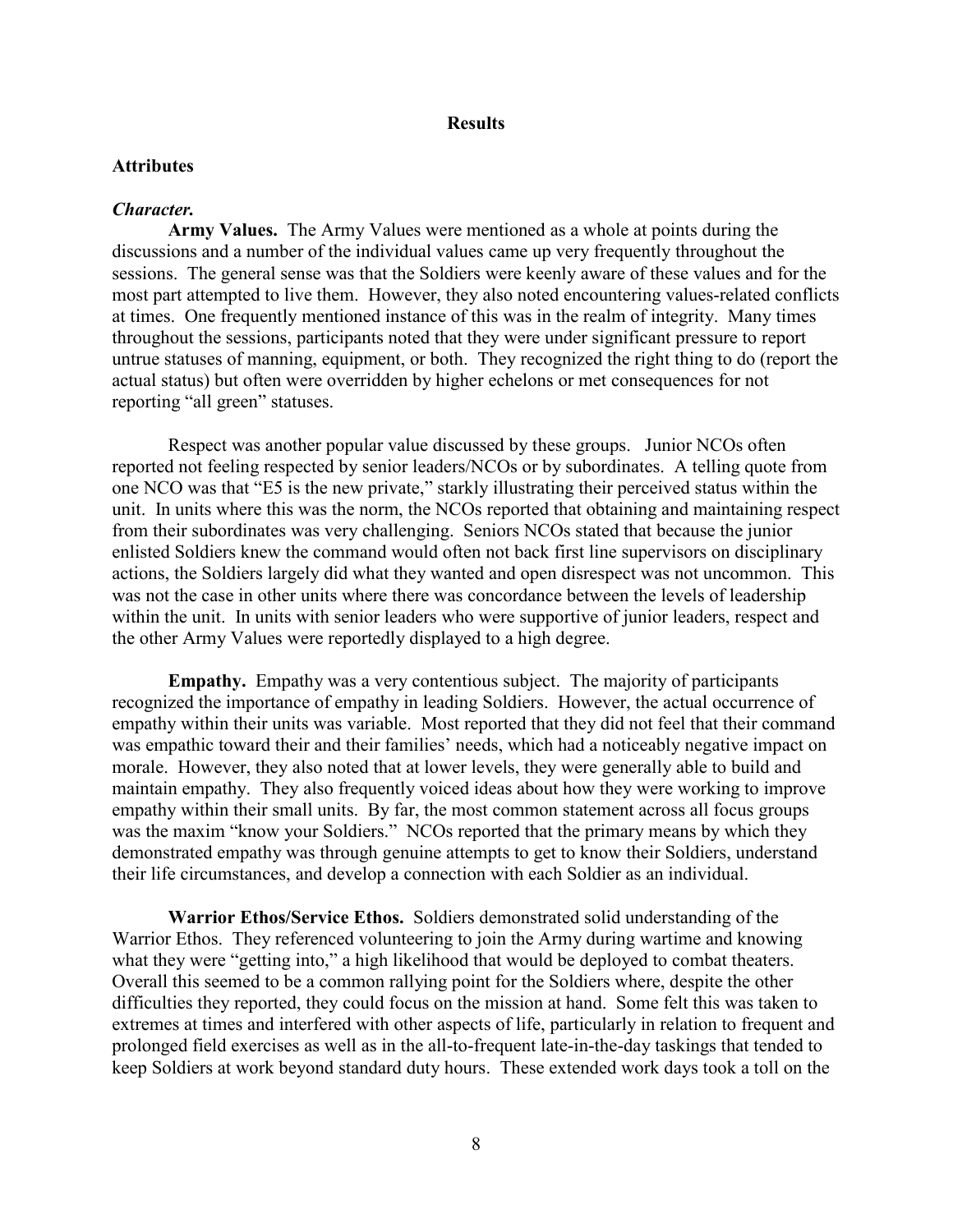## Results

### Attributes

#### *Character.*

**Army Values.** The Army Values were mentioned as a whole at points during the discussions and a number of the individual values came up very frequently throughout the sessions. The general sense was that the Soldiers were keenly aware of these values and for the most part attempted to live them. However, they also noted encountering values-related conflicts at times. One frequently mentioned instance of this was in the realm of integrity. Many times throughout the sessions, participants noted that they were under significant pressure to report untrue statuses of manning, equipment, or both. They recognized the right thing to do (report the actual status) but often were overridden by higher echelons or met consequences for not reporting "all green" statuses.

Respect was another popular value discussed by these groups. Junior NCOs often reported not feeling respected by senior leaders/NCOs or by subordinates. A telling quote from one NCO was that "E5 is the new private," starkly illustrating their perceived status within the unit. In units where this was the norm, the NCOs reported that obtaining and maintaining respect from their subordinates was very challenging. Seniors NCOs stated that because the junior enlisted Soldiers knew the command would often not back first line supervisors on disciplinary actions, the Soldiers largely did what they wanted and open disrespect was not uncommon. This was not the case in other units where there was concordance between the levels of leadership within the unit. In units with senior leaders who were supportive of junior leaders, respect and the other Army Values were reportedly displayed to a high degree.

**Empathy.** Empathy was a very contentious subject. The majority of participants recognized the importance of empathy in leading Soldiers. However, the actual occurrence of empathy within their units was variable. Most reported that they did not feel that their command was empathic toward their and their families' needs, which had a noticeably negative impact on morale. However, they also noted that at lower levels, they were generally able to build and maintain empathy. They also frequently voiced ideas about how they were working to improve empathy within their small units. By far, the most common statement across all focus groups was the maxim "know your Soldiers." NCOs reported that the primary means by which they demonstrated empathy was through genuine attempts to get to know their Soldiers, understand their life circumstances, and develop a connection with each Soldier as an individual.

**Warrior Ethos/Service Ethos.** Soldiers demonstrated solid understanding of the Warrior Ethos. They referenced volunteering to join the Army during wartime and knowing what they were "getting into," a high likelihood that would be deployed to combat theaters. Overall this seemed to be a common rallying point for the Soldiers where, despite the other difficulties they reported, they could focus on the mission at hand. Some felt this was taken to extremes at times and interfered with other aspects of life, particularly in relation to frequent and prolonged field exercises as well as in the all-to-frequent late-in-the-day taskings that tended to keep Soldiers at work beyond standard duty hours. These extended work days took a toll on the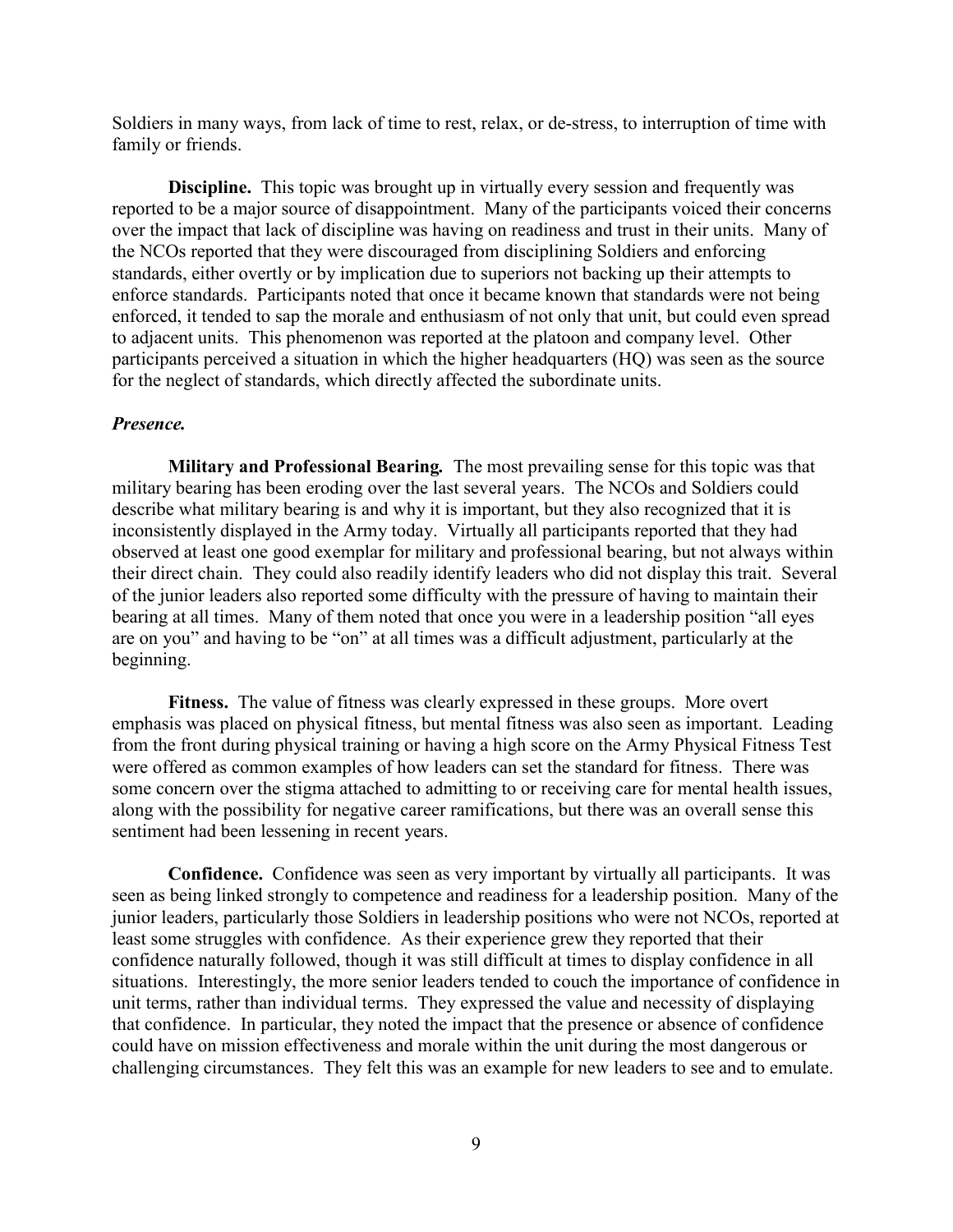Soldiers in many ways, from lack of time to rest, relax, or de-stress, to interruption of time with family or friends.

**Discipline.** This topic was brought up in virtually every session and frequently was reported to be a major source of disappointment. Many of the participants voiced their concerns over the impact that lack of discipline was having on readiness and trust in their units. Many of the NCOs reported that they were discouraged from disciplining Soldiers and enforcing standards, either overtly or by implication due to superiors not backing up their attempts to enforce standards. Participants noted that once it became known that standards were not being enforced, it tended to sap the morale and enthusiasm of not only that unit, but could even spread to adjacent units. This phenomenon was reported at the platoon and company level. Other participants perceived a situation in which the higher headquarters (HQ) was seen as the source for the neglect of standards, which directly affected the subordinate units.

***Presence.***

**Military and Professional Bearing.** The most prevailing sense for this topic was that military bearing has been eroding over the last several years. The NCOs and Soldiers could describe what military bearing is and why it is important, but they also recognized that it is inconsistently displayed in the Army today. Virtually all participants reported that they had observed at least one good exemplar for military and professional bearing, but not always within their direct chain. They could also readily identify leaders who did not display this trait. Several of the junior leaders also reported some difficulty with the pressure of having to maintain their bearing at all times. Many of them noted that once you were in a leadership position "all eyes are on you" and having to be "on" at all times was a difficult adjustment, particularly at the beginning.

**Fitness.** The value of fitness was clearly expressed in these groups. More overt emphasis was placed on physical fitness, but mental fitness was also seen as important. Leading from the front during physical training or having a high score on the Army Physical Fitness Test were offered as common examples of how leaders can set the standard for fitness. There was some concern over the stigma attached to admitting to or receiving care for mental health issues, along with the possibility for negative career ramifications, but there was an overall sense this sentiment had been lessening in recent years.

**Confidence.** Confidence was seen as very important by virtually all participants. It was seen as being linked strongly to competence and readiness for a leadership position. Many of the junior leaders, particularly those Soldiers in leadership positions who were not NCOs, reported at least some struggles with confidence. As their experience grew they reported that their confidence naturally followed, though it was still difficult at times to display confidence in all situations. Interestingly, the more senior leaders tended to couch the importance of confidence in unit terms, rather than individual terms. They expressed the value and necessity of displaying that confidence. In particular, they noted the impact that the presence or absence of confidence could have on mission effectiveness and morale within the unit during the most dangerous or challenging circumstances. They felt this was an example for new leaders to see and to emulate.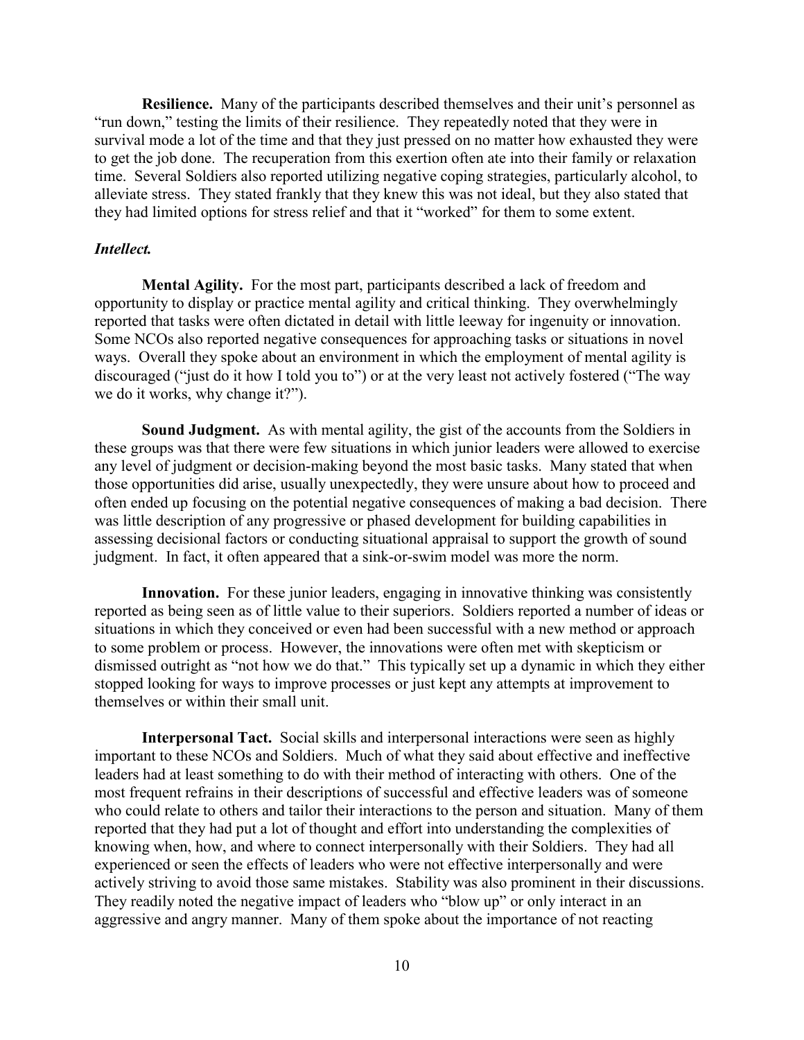**Resilience.** Many of the participants described themselves and their unit's personnel as "run down," testing the limits of their resilience. They repeatedly noted that they were in survival mode a lot of the time and that they just pressed on no matter how exhausted they were to get the job done. The recuperation from this exertion often ate into their family or relaxation time. Several Soldiers also reported utilizing negative coping strategies, particularly alcohol, to alleviate stress. They stated frankly that they knew this was not ideal, but they also stated that they had limited options for stress relief and that it "worked" for them to some extent.

***Intellect.***

**Mental Agility.** For the most part, participants described a lack of freedom and opportunity to display or practice mental agility and critical thinking. They overwhelmingly reported that tasks were often dictated in detail with little leeway for ingenuity or innovation. Some NCOs also reported negative consequences for approaching tasks or situations in novel ways. Overall they spoke about an environment in which the employment of mental agility is discouraged ("just do it how I told you to") or at the very least not actively fostered ("The way we do it works, why change it?").

**Sound Judgment.** As with mental agility, the gist of the accounts from the Soldiers in these groups was that there were few situations in which junior leaders were allowed to exercise any level of judgment or decision-making beyond the most basic tasks. Many stated that when those opportunities did arise, usually unexpectedly, they were unsure about how to proceed and often ended up focusing on the potential negative consequences of making a bad decision. There was little description of any progressive or phased development for building capabilities in assessing decisional factors or conducting situational appraisal to support the growth of sound judgment. In fact, it often appeared that a sink-or-swim model was more the norm.

**Innovation.** For these junior leaders, engaging in innovative thinking was consistently reported as being seen as of little value to their superiors. Soldiers reported a number of ideas or situations in which they conceived or even had been successful with a new method or approach to some problem or process. However, the innovations were often met with skepticism or dismissed outright as "not how we do that." This typically set up a dynamic in which they either stopped looking for ways to improve processes or just kept any attempts at improvement to themselves or within their small unit.

**Interpersonal Tact.** Social skills and interpersonal interactions were seen as highly important to these NCOs and Soldiers. Much of what they said about effective and ineffective leaders had at least something to do with their method of interacting with others. One of the most frequent refrains in their descriptions of successful and effective leaders was of someone who could relate to others and tailor their interactions to the person and situation. Many of them reported that they had put a lot of thought and effort into understanding the complexities of knowing when, how, and where to connect interpersonally with their Soldiers. They had all experienced or seen the effects of leaders who were not effective interpersonally and were actively striving to avoid those same mistakes. Stability was also prominent in their discussions. They readily noted the negative impact of leaders who "blow up" or only interact in an aggressive and angry manner. Many of them spoke about the importance of not reacting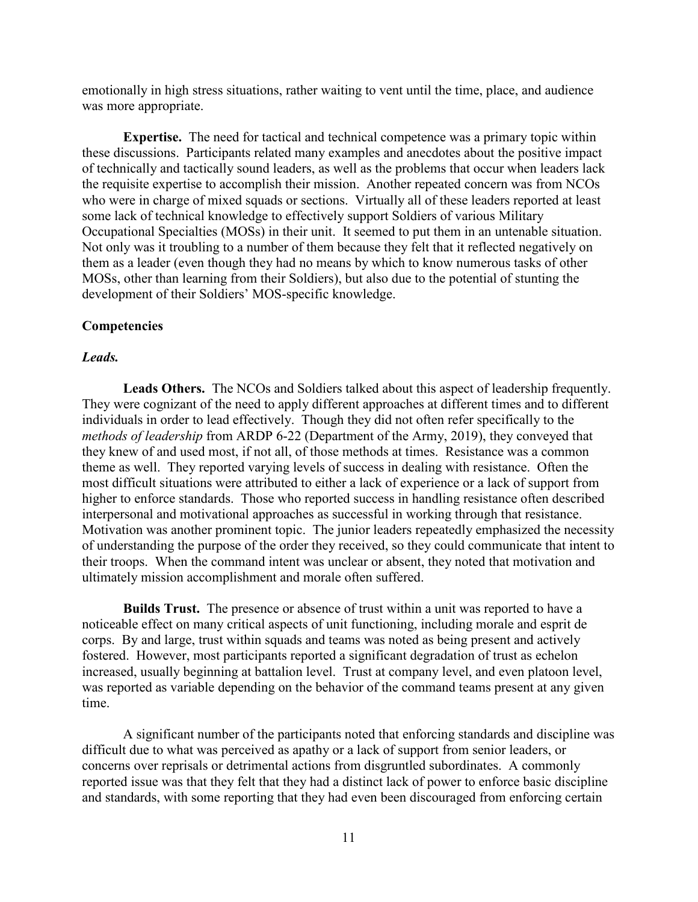emotionally in high stress situations, rather waiting to vent until the time, place, and audience was more appropriate.

**Expertise.** The need for tactical and technical competence was a primary topic within these discussions. Participants related many examples and anecdotes about the positive impact of technically and tactically sound leaders, as well as the problems that occur when leaders lack the requisite expertise to accomplish their mission. Another repeated concern was from NCOs who were in charge of mixed squads or sections. Virtually all of these leaders reported at least some lack of technical knowledge to effectively support Soldiers of various Military Occupational Specialties (MOSs) in their unit. It seemed to put them in an untenable situation. Not only was it troubling to a number of them because they felt that it reflected negatively on them as a leader (even though they had no means by which to know numerous tasks of other MOSs, other than learning from their Soldiers), but also due to the potential of stunting the development of their Soldiers' MOS-specific knowledge.

## Competencies

### *Leads.*

**Leads Others.** The NCOs and Soldiers talked about this aspect of leadership frequently. They were cognizant of the need to apply different approaches at different times and to different individuals in order to lead effectively. Though they did not often refer specifically to the *methods of leadership* from ARDP 6-22 (Department of the Army, 2019), they conveyed that they knew of and used most, if not all, of those methods at times. Resistance was a common theme as well. They reported varying levels of success in dealing with resistance. Often the most difficult situations were attributed to either a lack of experience or a lack of support from higher to enforce standards. Those who reported success in handling resistance often described interpersonal and motivational approaches as successful in working through that resistance. Motivation was another prominent topic. The junior leaders repeatedly emphasized the necessity of understanding the purpose of the order they received, so they could communicate that intent to their troops. When the command intent was unclear or absent, they noted that motivation and ultimately mission accomplishment and morale often suffered.

**Builds Trust.** The presence or absence of trust within a unit was reported to have a noticeable effect on many critical aspects of unit functioning, including morale and esprit de corps. By and large, trust within squads and teams was noted as being present and actively fostered. However, most participants reported a significant degradation of trust as echelon increased, usually beginning at battalion level. Trust at company level, and even platoon level, was reported as variable depending on the behavior of the command teams present at any given time.

A significant number of the participants noted that enforcing standards and discipline was difficult due to what was perceived as apathy or a lack of support from senior leaders, or concerns over reprisals or detrimental actions from disgruntled subordinates. A commonly reported issue was that they felt that they had a distinct lack of power to enforce basic discipline and standards, with some reporting that they had even been discouraged from enforcing certain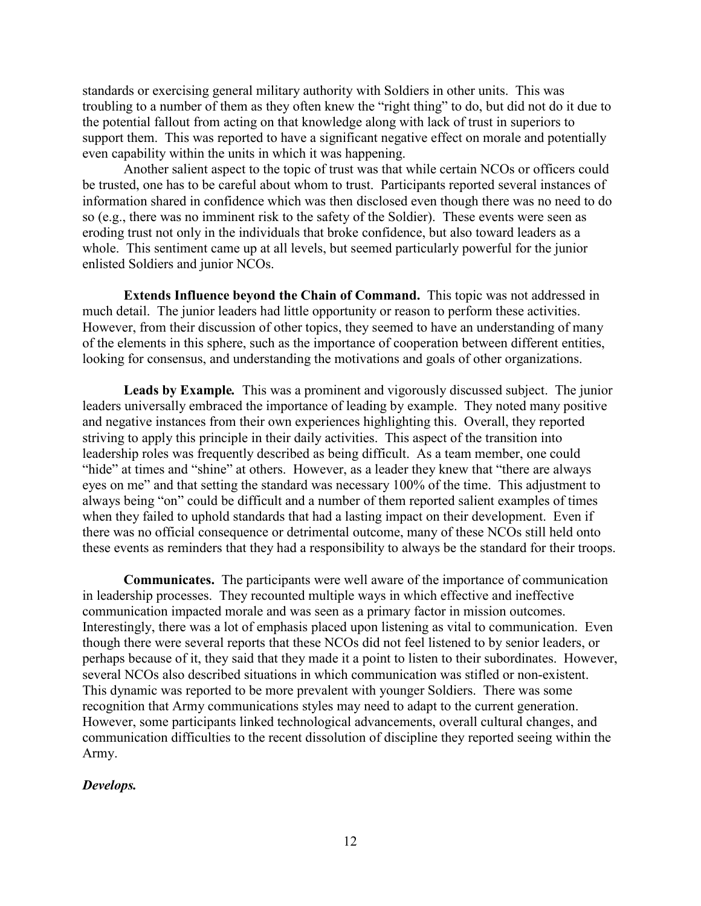standards or exercising general military authority with Soldiers in other units. This was troubling to a number of them as they often knew the "right thing" to do, but did not do it due to the potential fallout from acting on that knowledge along with lack of trust in superiors to support them. This was reported to have a significant negative effect on morale and potentially even capability within the units in which it was happening.

Another salient aspect to the topic of trust was that while certain NCOs or officers could be trusted, one has to be careful about whom to trust. Participants reported several instances of information shared in confidence which was then disclosed even though there was no need to do so (e.g., there was no imminent risk to the safety of the Soldier). These events were seen as eroding trust not only in the individuals that broke confidence, but also toward leaders as a whole. This sentiment came up at all levels, but seemed particularly powerful for the junior enlisted Soldiers and junior NCOs.

**Extends Influence beyond the Chain of Command.** This topic was not addressed in much detail. The junior leaders had little opportunity or reason to perform these activities. However, from their discussion of other topics, they seemed to have an understanding of many of the elements in this sphere, such as the importance of cooperation between different entities, looking for consensus, and understanding the motivations and goals of other organizations.

**Leads by Example.** This was a prominent and vigorously discussed subject. The junior leaders universally embraced the importance of leading by example. They noted many positive and negative instances from their own experiences highlighting this. Overall, they reported striving to apply this principle in their daily activities. This aspect of the transition into leadership roles was frequently described as being difficult. As a team member, one could "hide" at times and "shine" at others. However, as a leader they knew that "there are always eyes on me" and that setting the standard was necessary 100% of the time. This adjustment to always being "on" could be difficult and a number of them reported salient examples of times when they failed to uphold standards that had a lasting impact on their development. Even if there was no official consequence or detrimental outcome, many of these NCOs still held onto these events as reminders that they had a responsibility to always be the standard for their troops.

**Communicates.** The participants were well aware of the importance of communication in leadership processes. They recounted multiple ways in which effective and ineffective communication impacted morale and was seen as a primary factor in mission outcomes. Interestingly, there was a lot of emphasis placed upon listening as vital to communication. Even though there were several reports that these NCOs did not feel listened to by senior leaders, or perhaps because of it, they said that they made it a point to listen to their subordinates. However, several NCOs also described situations in which communication was stifled or non-existent. This dynamic was reported to be more prevalent with younger Soldiers. There was some recognition that Army communications styles may need to adapt to the current generation. However, some participants linked technological advancements, overall cultural changes, and communication difficulties to the recent dissolution of discipline they reported seeing within the Army.

***Develops.***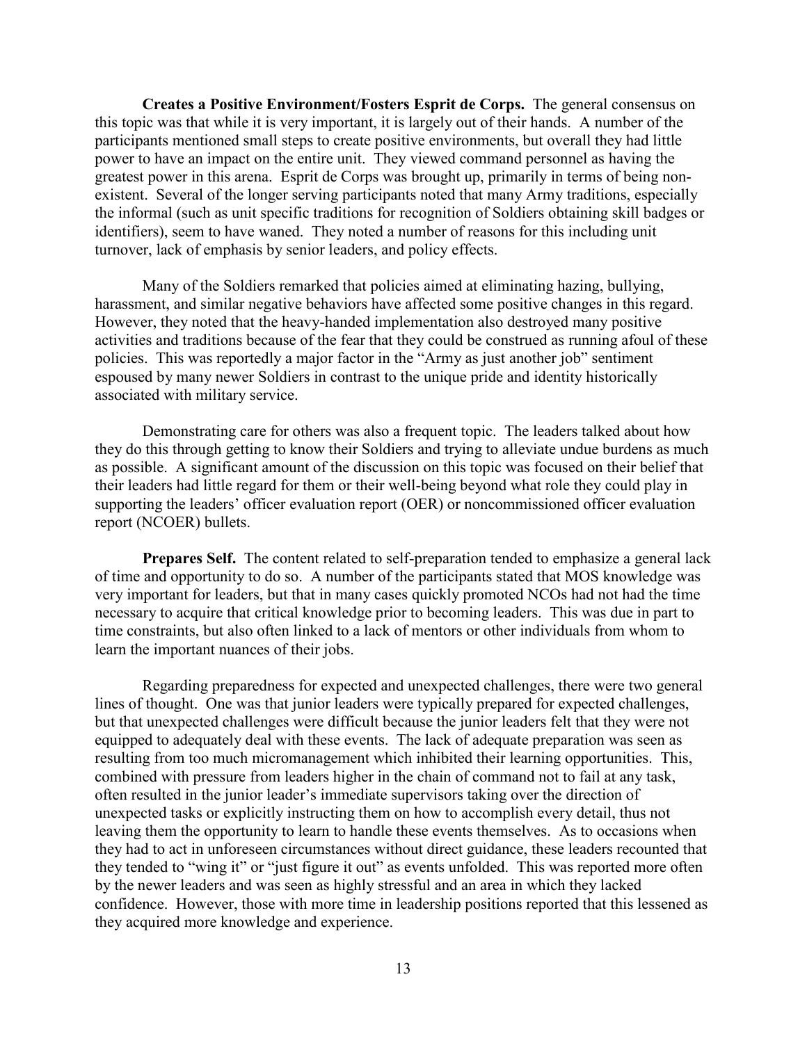**Creates a Positive Environment/Fosters Esprit de Corps.** The general consensus on this topic was that while it is very important, it is largely out of their hands. A number of the participants mentioned small steps to create positive environments, but overall they had little power to have an impact on the entire unit. They viewed command personnel as having the greatest power in this arena. Esprit de Corps was brought up, primarily in terms of being non-existent. Several of the longer serving participants noted that many Army traditions, especially the informal (such as unit specific traditions for recognition of Soldiers obtaining skill badges or identifiers), seem to have waned. They noted a number of reasons for this including unit turnover, lack of emphasis by senior leaders, and policy effects.

Many of the Soldiers remarked that policies aimed at eliminating hazing, bullying, harassment, and similar negative behaviors have affected some positive changes in this regard. However, they noted that the heavy-handed implementation also destroyed many positive activities and traditions because of the fear that they could be construed as running afoul of these policies. This was reportedly a major factor in the "Army as just another job" sentiment espoused by many newer Soldiers in contrast to the unique pride and identity historically associated with military service.

Demonstrating care for others was also a frequent topic. The leaders talked about how they do this through getting to know their Soldiers and trying to alleviate undue burdens as much as possible. A significant amount of the discussion on this topic was focused on their belief that their leaders had little regard for them or their well-being beyond what role they could play in supporting the leaders' officer evaluation report (OER) or noncommissioned officer evaluation report (NCOER) bullets.

**Prepares Self.** The content related to self-preparation tended to emphasize a general lack of time and opportunity to do so. A number of the participants stated that MOS knowledge was very important for leaders, but that in many cases quickly promoted NCOs had not had the time necessary to acquire that critical knowledge prior to becoming leaders. This was due in part to time constraints, but also often linked to a lack of mentors or other individuals from whom to learn the important nuances of their jobs.

Regarding preparedness for expected and unexpected challenges, there were two general lines of thought. One was that junior leaders were typically prepared for expected challenges, but that unexpected challenges were difficult because the junior leaders felt that they were not equipped to adequately deal with these events. The lack of adequate preparation was seen as resulting from too much micromanagement which inhibited their learning opportunities. This, combined with pressure from leaders higher in the chain of command not to fail at any task, often resulted in the junior leader's immediate supervisors taking over the direction of unexpected tasks or explicitly instructing them on how to accomplish every detail, thus not leaving them the opportunity to learn to handle these events themselves. As to occasions when they had to act in unforeseen circumstances without direct guidance, these leaders recounted that they tended to "wing it" or "just figure it out" as events unfolded. This was reported more often by the newer leaders and was seen as highly stressful and an area in which they lacked confidence. However, those with more time in leadership positions reported that this lessened as they acquired more knowledge and experience.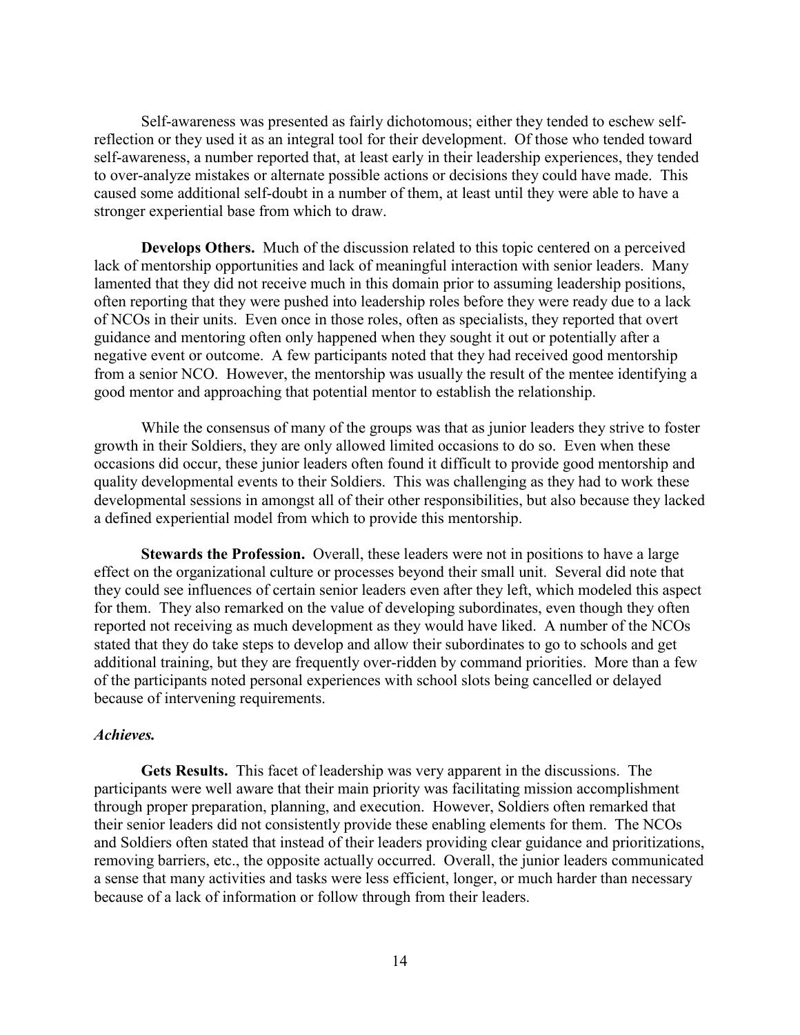Self-awareness was presented as fairly dichotomous; either they tended to eschew self-reflection or they used it as an integral tool for their development. Of those who tended toward self-awareness, a number reported that, at least early in their leadership experiences, they tended to over-analyze mistakes or alternate possible actions or decisions they could have made. This caused some additional self-doubt in a number of them, at least until they were able to have a stronger experiential base from which to draw.

**Develops Others.** Much of the discussion related to this topic centered on a perceived lack of mentorship opportunities and lack of meaningful interaction with senior leaders. Many lamented that they did not receive much in this domain prior to assuming leadership positions, often reporting that they were pushed into leadership roles before they were ready due to a lack of NCOs in their units. Even once in those roles, often as specialists, they reported that overt guidance and mentoring often only happened when they sought it out or potentially after a negative event or outcome. A few participants noted that they had received good mentorship from a senior NCO. However, the mentorship was usually the result of the mentee identifying a good mentor and approaching that potential mentor to establish the relationship.

While the consensus of many of the groups was that as junior leaders they strive to foster growth in their Soldiers, they are only allowed limited occasions to do so. Even when these occasions did occur, these junior leaders often found it difficult to provide good mentorship and quality developmental events to their Soldiers. This was challenging as they had to work these developmental sessions in amongst all of their other responsibilities, but also because they lacked a defined experiential model from which to provide this mentorship.

**Stewards the Profession.** Overall, these leaders were not in positions to have a large effect on the organizational culture or processes beyond their small unit. Several did note that they could see influences of certain senior leaders even after they left, which modeled this aspect for them. They also remarked on the value of developing subordinates, even though they often reported not receiving as much development as they would have liked. A number of the NCOs stated that they do take steps to develop and allow their subordinates to go to schools and get additional training, but they are frequently over-ridden by command priorities. More than a few of the participants noted personal experiences with school slots being cancelled or delayed because of intervening requirements.

***Achieves.***

**Gets Results.** This facet of leadership was very apparent in the discussions. The participants were well aware that their main priority was facilitating mission accomplishment through proper preparation, planning, and execution. However, Soldiers often remarked that their senior leaders did not consistently provide these enabling elements for them. The NCOs and Soldiers often stated that instead of their leaders providing clear guidance and prioritizations, removing barriers, etc., the opposite actually occurred. Overall, the junior leaders communicated a sense that many activities and tasks were less efficient, longer, or much harder than necessary because of a lack of information or follow through from their leaders.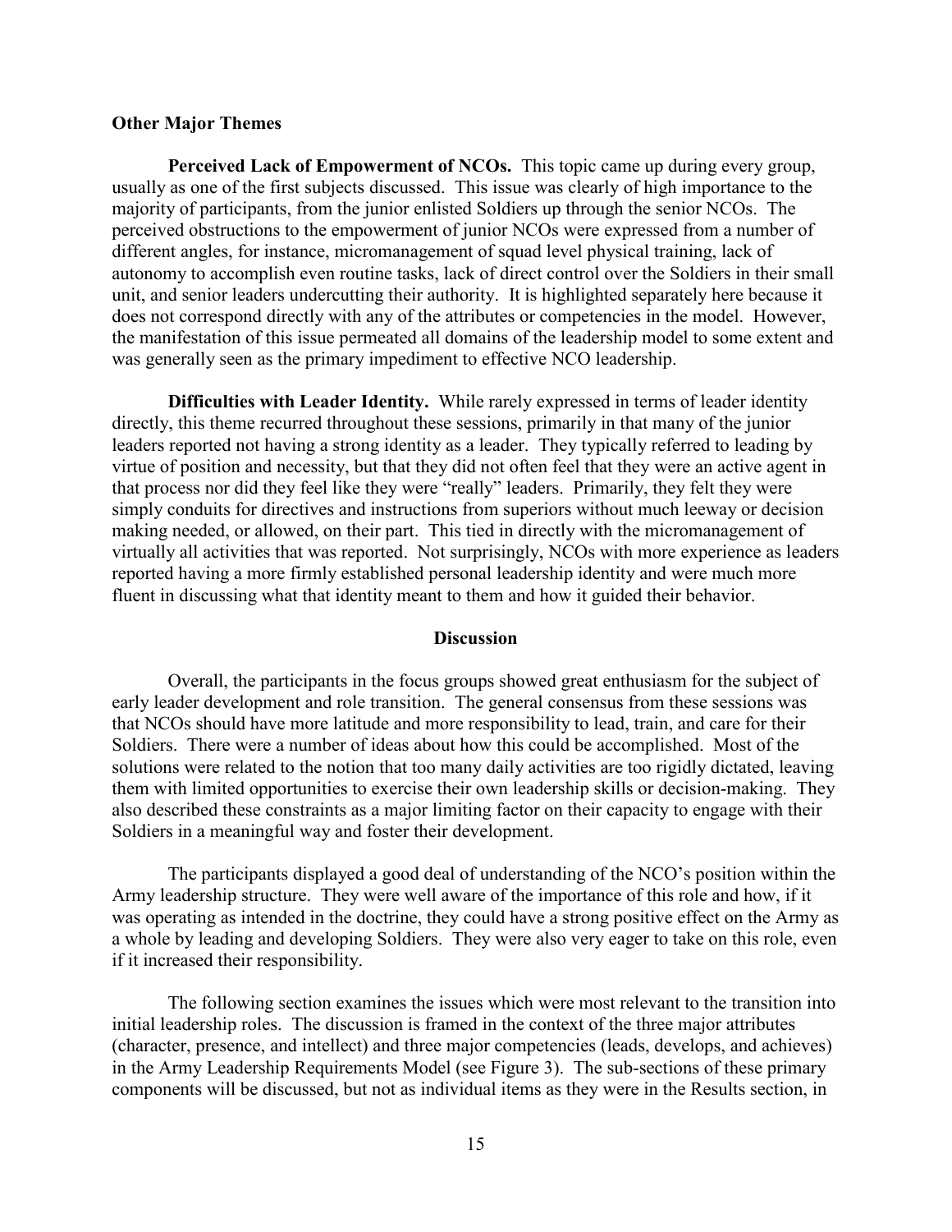### Other Major Themes

**Perceived Lack of Empowerment of NCOs.** This topic came up during every group, usually as one of the first subjects discussed. This issue was clearly of high importance to the majority of participants, from the junior enlisted Soldiers up through the senior NCOs. The perceived obstructions to the empowerment of junior NCOs were expressed from a number of different angles, for instance, micromanagement of squad level physical training, lack of autonomy to accomplish even routine tasks, lack of direct control over the Soldiers in their small unit, and senior leaders undercutting their authority. It is highlighted separately here because it does not correspond directly with any of the attributes or competencies in the model. However, the manifestation of this issue permeated all domains of the leadership model to some extent and was generally seen as the primary impediment to effective NCO leadership.

**Difficulties with Leader Identity.** While rarely expressed in terms of leader identity directly, this theme recurred throughout these sessions, primarily in that many of the junior leaders reported not having a strong identity as a leader. They typically referred to leading by virtue of position and necessity, but that they did not often feel that they were an active agent in that process nor did they feel like they were "really" leaders. Primarily, they felt they were simply conduits for directives and instructions from superiors without much leeway or decision making needed, or allowed, on their part. This tied in directly with the micromanagement of virtually all activities that was reported. Not surprisingly, NCOs with more experience as leaders reported having a more firmly established personal leadership identity and were much more fluent in discussing what that identity meant to them and how it guided their behavior.

## Discussion

Overall, the participants in the focus groups showed great enthusiasm for the subject of early leader development and role transition. The general consensus from these sessions was that NCOs should have more latitude and more responsibility to lead, train, and care for their Soldiers. There were a number of ideas about how this could be accomplished. Most of the solutions were related to the notion that too many daily activities are too rigidly dictated, leaving them with limited opportunities to exercise their own leadership skills or decision-making. They also described these constraints as a major limiting factor on their capacity to engage with their Soldiers in a meaningful way and foster their development.

The participants displayed a good deal of understanding of the NCO's position within the Army leadership structure. They were well aware of the importance of this role and how, if it was operating as intended in the doctrine, they could have a strong positive effect on the Army as a whole by leading and developing Soldiers. They were also very eager to take on this role, even if it increased their responsibility.

The following section examines the issues which were most relevant to the transition into initial leadership roles. The discussion is framed in the context of the three major attributes (character, presence, and intellect) and three major competencies (leads, develops, and achieves) in the Army Leadership Requirements Model (see Figure 3). The sub-sections of these primary components will be discussed, but not as individual items as they were in the Results section, in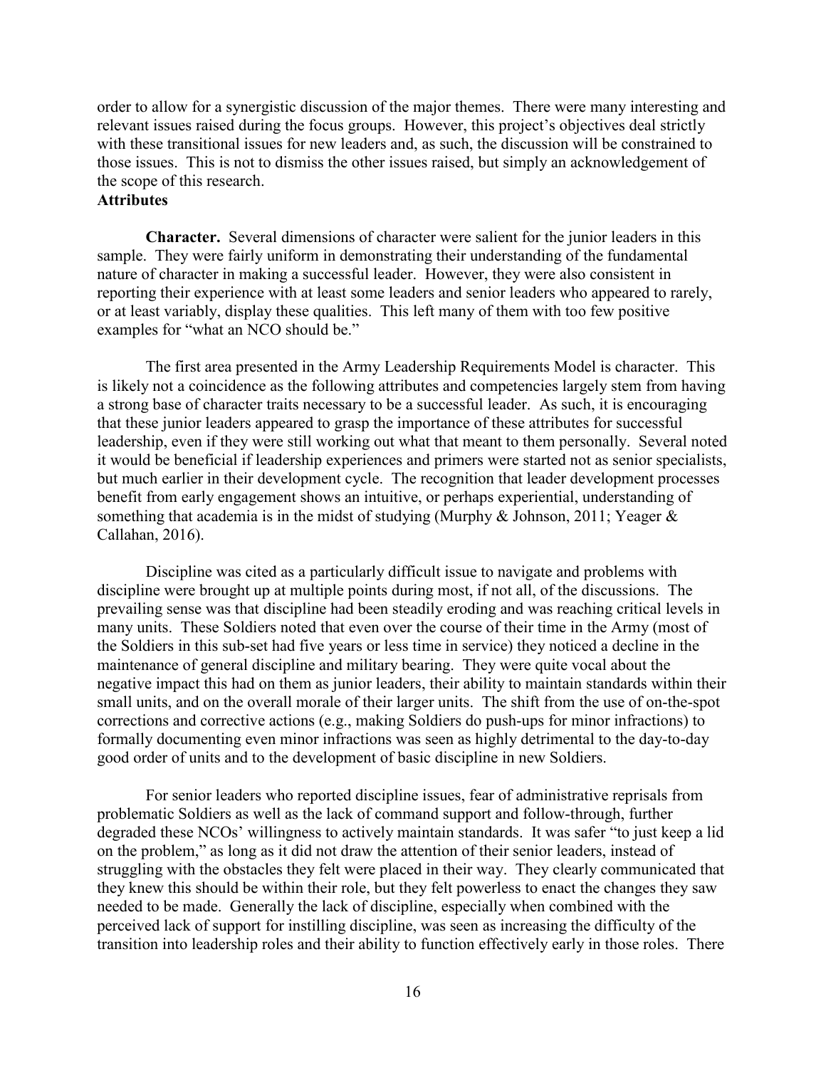order to allow for a synergistic discussion of the major themes. There were many interesting and relevant issues raised during the focus groups. However, this project's objectives deal strictly with these transitional issues for new leaders and, as such, the discussion will be constrained to those issues. This is not to dismiss the other issues raised, but simply an acknowledgement of the scope of this research.

## Attributes

**Character.** Several dimensions of character were salient for the junior leaders in this sample. They were fairly uniform in demonstrating their understanding of the fundamental nature of character in making a successful leader. However, they were also consistent in reporting their experience with at least some leaders and senior leaders who appeared to rarely, or at least variably, display these qualities. This left many of them with too few positive examples for "what an NCO should be."

The first area presented in the Army Leadership Requirements Model is character. This is likely not a coincidence as the following attributes and competencies largely stem from having a strong base of character traits necessary to be a successful leader. As such, it is encouraging that these junior leaders appeared to grasp the importance of these attributes for successful leadership, even if they were still working out what that meant to them personally. Several noted it would be beneficial if leadership experiences and primers were started not as senior specialists, but much earlier in their development cycle. The recognition that leader development processes benefit from early engagement shows an intuitive, or perhaps experiential, understanding of something that academia is in the midst of studying (Murphy & Johnson, 2011; Yeager & Callahan, 2016).

Discipline was cited as a particularly difficult issue to navigate and problems with discipline were brought up at multiple points during most, if not all, of the discussions. The prevailing sense was that discipline had been steadily eroding and was reaching critical levels in many units. These Soldiers noted that even over the course of their time in the Army (most of the Soldiers in this sub-set had five years or less time in service) they noticed a decline in the maintenance of general discipline and military bearing. They were quite vocal about the negative impact this had on them as junior leaders, their ability to maintain standards within their small units, and on the overall morale of their larger units. The shift from the use of on-the-spot corrections and corrective actions (e.g., making Soldiers do push-ups for minor infractions) to formally documenting even minor infractions was seen as highly detrimental to the day-to-day good order of units and to the development of basic discipline in new Soldiers.

For senior leaders who reported discipline issues, fear of administrative reprisals from problematic Soldiers as well as the lack of command support and follow-through, further degraded these NCOs' willingness to actively maintain standards. It was safer "to just keep a lid on the problem," as long as it did not draw the attention of their senior leaders, instead of struggling with the obstacles they felt were placed in their way. They clearly communicated that they knew this should be within their role, but they felt powerless to enact the changes they saw needed to be made. Generally the lack of discipline, especially when combined with the perceived lack of support for instilling discipline, was seen as increasing the difficulty of the transition into leadership roles and their ability to function effectively early in those roles. There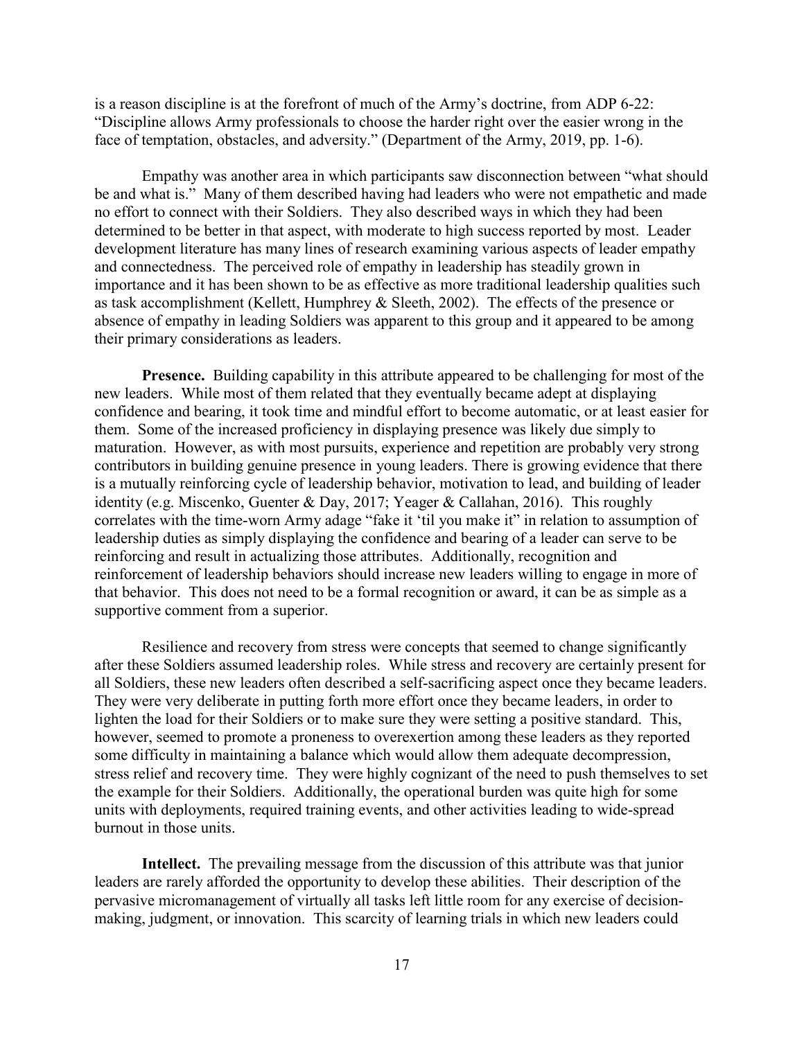is a reason discipline is at the forefront of much of the Army's doctrine, from ADP 6-22: "Discipline allows Army professionals to choose the harder right over the easier wrong in the face of temptation, obstacles, and adversity." (Department of the Army, 2019, pp. 1-6).

Empathy was another area in which participants saw disconnection between "what should be and what is." Many of them described having had leaders who were not empathetic and made no effort to connect with their Soldiers. They also described ways in which they had been determined to be better in that aspect, with moderate to high success reported by most. Leader development literature has many lines of research examining various aspects of leader empathy and connectedness. The perceived role of empathy in leadership has steadily grown in importance and it has been shown to be as effective as more traditional leadership qualities such as task accomplishment (Kellett, Humphrey & Sleeth, 2002). The effects of the presence or absence of empathy in leading Soldiers was apparent to this group and it appeared to be among their primary considerations as leaders.

**Presence.** Building capability in this attribute appeared to be challenging for most of the new leaders. While most of them related that they eventually became adept at displaying confidence and bearing, it took time and mindful effort to become automatic, or at least easier for them. Some of the increased proficiency in displaying presence was likely due simply to maturation. However, as with most pursuits, experience and repetition are probably very strong contributors in building genuine presence in young leaders. There is growing evidence that there is a mutually reinforcing cycle of leadership behavior, motivation to lead, and building of leader identity (e.g. Miscenko, Guenter & Day, 2017; Yeager & Callahan, 2016). This roughly correlates with the time-worn Army adage "fake it 'til you make it" in relation to assumption of leadership duties as simply displaying the confidence and bearing of a leader can serve to be reinforcing and result in actualizing those attributes. Additionally, recognition and reinforcement of leadership behaviors should increase new leaders willing to engage in more of that behavior. This does not need to be a formal recognition or award, it can be as simple as a supportive comment from a superior.

Resilience and recovery from stress were concepts that seemed to change significantly after these Soldiers assumed leadership roles. While stress and recovery are certainly present for all Soldiers, these new leaders often described a self-sacrificing aspect once they became leaders. They were very deliberate in putting forth more effort once they became leaders, in order to lighten the load for their Soldiers or to make sure they were setting a positive standard. This, however, seemed to promote a proneness to overexertion among these leaders as they reported some difficulty in maintaining a balance which would allow them adequate decompression, stress relief and recovery time. They were highly cognizant of the need to push themselves to set the example for their Soldiers. Additionally, the operational burden was quite high for some units with deployments, required training events, and other activities leading to wide-spread burnout in those units.

**Intellect.** The prevailing message from the discussion of this attribute was that junior leaders are rarely afforded the opportunity to develop these abilities. Their description of the pervasive micromanagement of virtually all tasks left little room for any exercise of decision-making, judgment, or innovation. This scarcity of learning trials in which new leaders could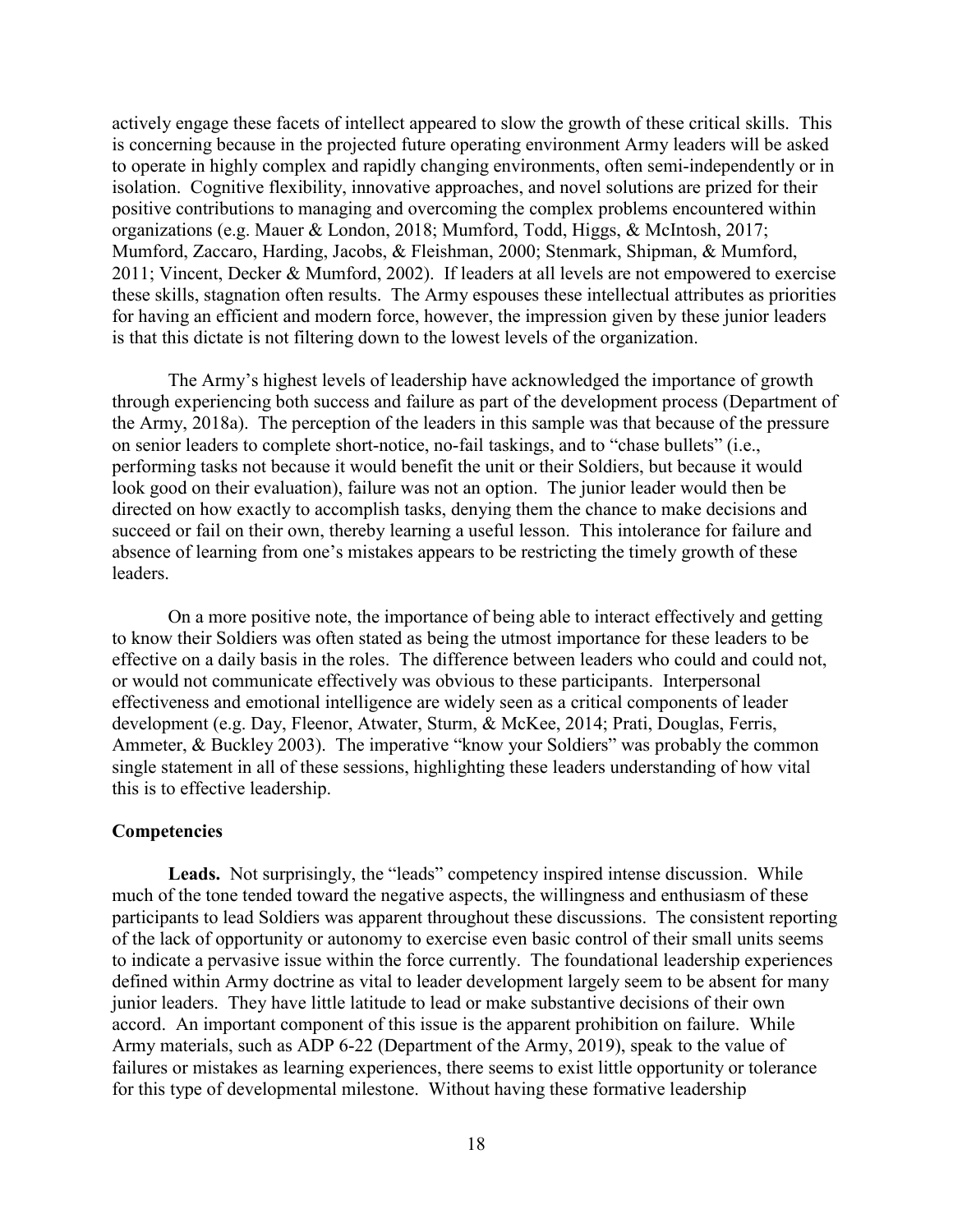actively engage these facets of intellect appeared to slow the growth of these critical skills. This is concerning because in the projected future operating environment Army leaders will be asked to operate in highly complex and rapidly changing environments, often semi-independently or in isolation. Cognitive flexibility, innovative approaches, and novel solutions are prized for their positive contributions to managing and overcoming the complex problems encountered within organizations (e.g. Mauer & London, 2018; Mumford, Todd, Higgs, & McIntosh, 2017; Mumford, Zaccaro, Harding, Jacobs, & Fleishman, 2000; Stenmark, Shipman, & Mumford, 2011; Vincent, Decker & Mumford, 2002). If leaders at all levels are not empowered to exercise these skills, stagnation often results. The Army espouses these intellectual attributes as priorities for having an efficient and modern force, however, the impression given by these junior leaders is that this dictate is not filtering down to the lowest levels of the organization.

The Army's highest levels of leadership have acknowledged the importance of growth through experiencing both success and failure as part of the development process (Department of the Army, 2018a). The perception of the leaders in this sample was that because of the pressure on senior leaders to complete short-notice, no-fail taskings, and to "chase bullets" (i.e., performing tasks not because it would benefit the unit or their Soldiers, but because it would look good on their evaluation), failure was not an option. The junior leader would then be directed on how exactly to accomplish tasks, denying them the chance to make decisions and succeed or fail on their own, thereby learning a useful lesson. This intolerance for failure and absence of learning from one's mistakes appears to be restricting the timely growth of these leaders.

On a more positive note, the importance of being able to interact effectively and getting to know their Soldiers was often stated as being the utmost importance for these leaders to be effective on a daily basis in the roles. The difference between leaders who could and could not, or would not communicate effectively was obvious to these participants. Interpersonal effectiveness and emotional intelligence are widely seen as a critical components of leader development (e.g. Day, Fleenor, Atwater, Sturm, & McKee, 2014; Prati, Douglas, Ferris, Ammeter, & Buckley 2003). The imperative "know your Soldiers" was probably the common single statement in all of these sessions, highlighting these leaders understanding of how vital this is to effective leadership.

### Competencies

**Leads.** Not surprisingly, the "leads" competency inspired intense discussion. While much of the tone tended toward the negative aspects, the willingness and enthusiasm of these participants to lead Soldiers was apparent throughout these discussions. The consistent reporting of the lack of opportunity or autonomy to exercise even basic control of their small units seems to indicate a pervasive issue within the force currently. The foundational leadership experiences defined within Army doctrine as vital to leader development largely seem to be absent for many junior leaders. They have little latitude to lead or make substantive decisions of their own accord. An important component of this issue is the apparent prohibition on failure. While Army materials, such as ADP 6-22 (Department of the Army, 2019), speak to the value of failures or mistakes as learning experiences, there seems to exist little opportunity or tolerance for this type of developmental milestone. Without having these formative leadership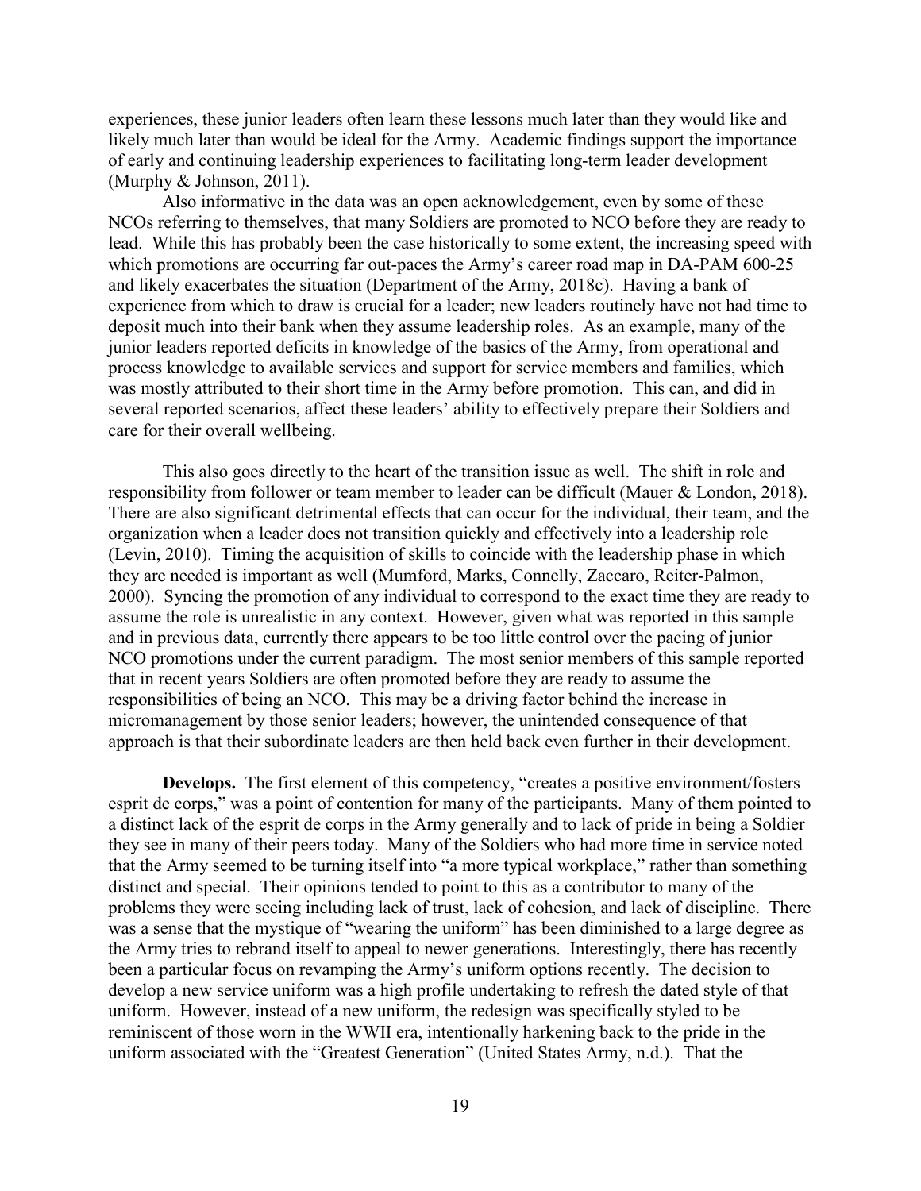experiences, these junior leaders often learn these lessons much later than they would like and likely much later than would be ideal for the Army. Academic findings support the importance of early and continuing leadership experiences to facilitating long-term leader development (Murphy & Johnson, 2011).

Also informative in the data was an open acknowledgement, even by some of these NCOs referring to themselves, that many Soldiers are promoted to NCO before they are ready to lead. While this has probably been the case historically to some extent, the increasing speed with which promotions are occurring far out-paces the Army's career road map in DA-PAM 600-25 and likely exacerbates the situation (Department of the Army, 2018c). Having a bank of experience from which to draw is crucial for a leader; new leaders routinely have not had time to deposit much into their bank when they assume leadership roles. As an example, many of the junior leaders reported deficits in knowledge of the basics of the Army, from operational and process knowledge to available services and support for service members and families, which was mostly attributed to their short time in the Army before promotion. This can, and did in several reported scenarios, affect these leaders' ability to effectively prepare their Soldiers and care for their overall wellbeing.

This also goes directly to the heart of the transition issue as well. The shift in role and responsibility from follower or team member to leader can be difficult (Mauer & London, 2018). There are also significant detrimental effects that can occur for the individual, their team, and the organization when a leader does not transition quickly and effectively into a leadership role (Levin, 2010). Timing the acquisition of skills to coincide with the leadership phase in which they are needed is important as well (Mumford, Marks, Connelly, Zaccaro, Reiter-Palmon, 2000). Syncing the promotion of any individual to correspond to the exact time they are ready to assume the role is unrealistic in any context. However, given what was reported in this sample and in previous data, currently there appears to be too little control over the pacing of junior NCO promotions under the current paradigm. The most senior members of this sample reported that in recent years Soldiers are often promoted before they are ready to assume the responsibilities of being an NCO. This may be a driving factor behind the increase in micromanagement by those senior leaders; however, the unintended consequence of that approach is that their subordinate leaders are then held back even further in their development.

**Develops.** The first element of this competency, "creates a positive environment/fosters esprit de corps," was a point of contention for many of the participants. Many of them pointed to a distinct lack of the esprit de corps in the Army generally and to lack of pride in being a Soldier they see in many of their peers today. Many of the Soldiers who had more time in service noted that the Army seemed to be turning itself into "a more typical workplace," rather than something distinct and special. Their opinions tended to point to this as a contributor to many of the problems they were seeing including lack of trust, lack of cohesion, and lack of discipline. There was a sense that the mystique of "wearing the uniform" has been diminished to a large degree as the Army tries to rebrand itself to appeal to newer generations. Interestingly, there has recently been a particular focus on revamping the Army's uniform options recently. The decision to develop a new service uniform was a high profile undertaking to refresh the dated style of that uniform. However, instead of a new uniform, the redesign was specifically styled to be reminiscent of those worn in the WWII era, intentionally harkening back to the pride in the uniform associated with the "Greatest Generation" (United States Army, n.d.). That the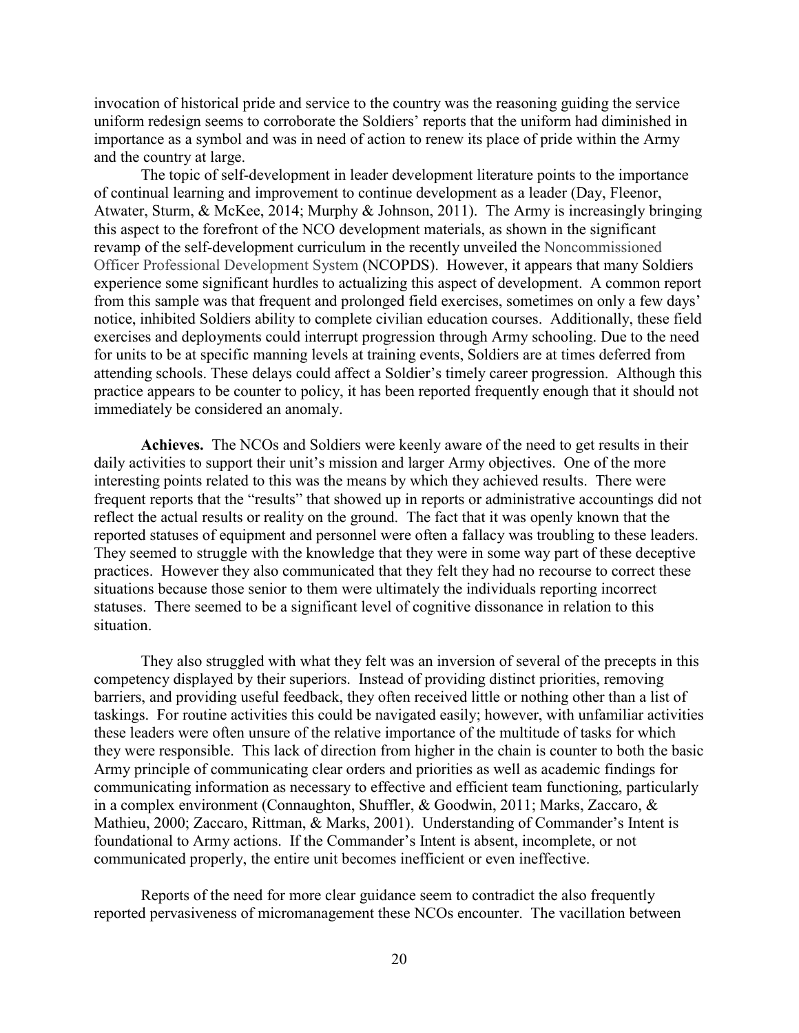invocation of historical pride and service to the country was the reasoning guiding the service uniform redesign seems to corroborate the Soldiers' reports that the uniform had diminished in importance as a symbol and was in need of action to renew its place of pride within the Army and the country at large.

The topic of self-development in leader development literature points to the importance of continual learning and improvement to continue development as a leader (Day, Fleenor, Atwater, Sturm, & McKee, 2014; Murphy & Johnson, 2011). The Army is increasingly bringing this aspect to the forefront of the NCO development materials, as shown in the significant revamp of the self-development curriculum in the recently unveiled the Noncommissioned Officer Professional Development System (NCOPDS). However, it appears that many Soldiers experience some significant hurdles to actualizing this aspect of development. A common report from this sample was that frequent and prolonged field exercises, sometimes on only a few days' notice, inhibited Soldiers ability to complete civilian education courses. Additionally, these field exercises and deployments could interrupt progression through Army schooling. Due to the need for units to be at specific manning levels at training events, Soldiers are at times deferred from attending schools. These delays could affect a Soldier's timely career progression. Although this practice appears to be counter to policy, it has been reported frequently enough that it should not immediately be considered an anomaly.

**Achieves.** The NCOs and Soldiers were keenly aware of the need to get results in their daily activities to support their unit's mission and larger Army objectives. One of the more interesting points related to this was the means by which they achieved results. There were frequent reports that the "results" that showed up in reports or administrative accountings did not reflect the actual results or reality on the ground. The fact that it was openly known that the reported statuses of equipment and personnel were often a fallacy was troubling to these leaders. They seemed to struggle with the knowledge that they were in some way part of these deceptive practices. However they also communicated that they felt they had no recourse to correct these situations because those senior to them were ultimately the individuals reporting incorrect statuses. There seemed to be a significant level of cognitive dissonance in relation to this situation.

They also struggled with what they felt was an inversion of several of the precepts in this competency displayed by their superiors. Instead of providing distinct priorities, removing barriers, and providing useful feedback, they often received little or nothing other than a list of taskings. For routine activities this could be navigated easily; however, with unfamiliar activities these leaders were often unsure of the relative importance of the multitude of tasks for which they were responsible. This lack of direction from higher in the chain is counter to both the basic Army principle of communicating clear orders and priorities as well as academic findings for communicating information as necessary to effective and efficient team functioning, particularly in a complex environment (Connaughton, Shuffler, & Goodwin, 2011; Marks, Zaccaro, & Mathieu, 2000; Zaccaro, Rittman, & Marks, 2001). Understanding of Commander's Intent is foundational to Army actions. If the Commander's Intent is absent, incomplete, or not communicated properly, the entire unit becomes inefficient or even ineffective.

Reports of the need for more clear guidance seem to contradict the also frequently reported pervasiveness of micromanagement these NCOs encounter. The vacillation between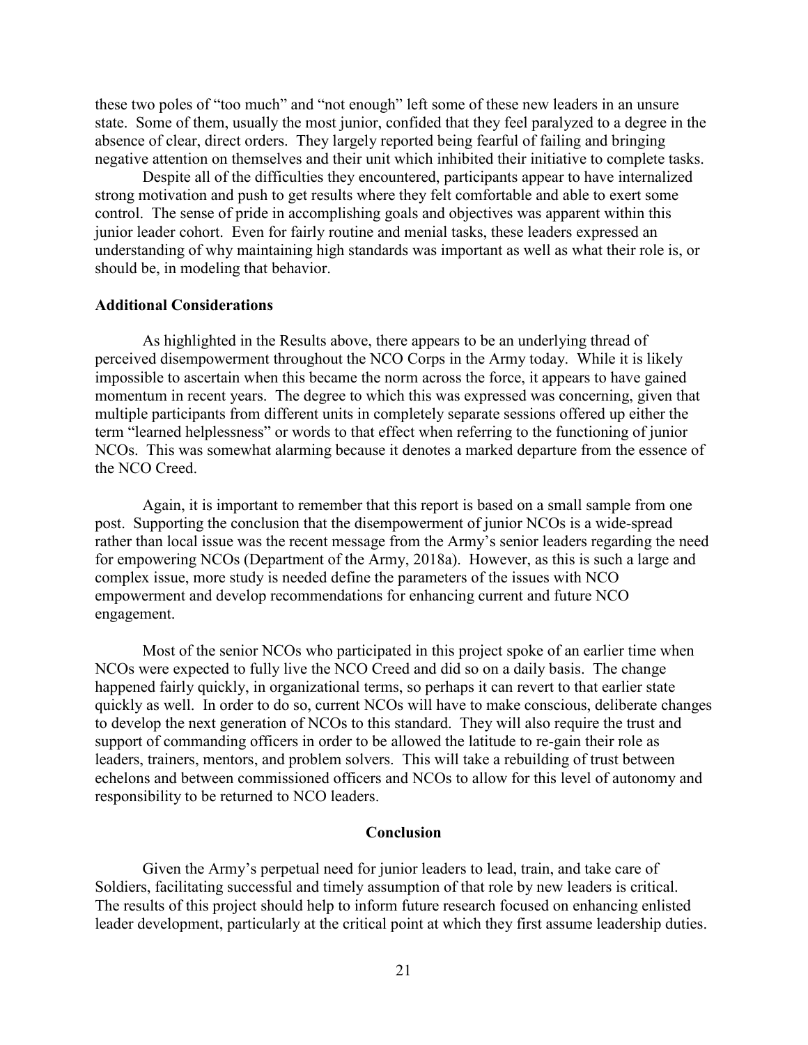these two poles of "too much" and "not enough" left some of these new leaders in an unsure state. Some of them, usually the most junior, confided that they feel paralyzed to a degree in the absence of clear, direct orders. They largely reported being fearful of failing and bringing negative attention on themselves and their unit which inhibited their initiative to complete tasks.

Despite all of the difficulties they encountered, participants appear to have internalized strong motivation and push to get results where they felt comfortable and able to exert some control. The sense of pride in accomplishing goals and objectives was apparent within this junior leader cohort. Even for fairly routine and menial tasks, these leaders expressed an understanding of why maintaining high standards was important as well as what their role is, or should be, in modeling that behavior.

### Additional Considerations

As highlighted in the Results above, there appears to be an underlying thread of perceived disempowerment throughout the NCO Corps in the Army today. While it is likely impossible to ascertain when this became the norm across the force, it appears to have gained momentum in recent years. The degree to which this was expressed was concerning, given that multiple participants from different units in completely separate sessions offered up either the term "learned helplessness" or words to that effect when referring to the functioning of junior NCOs. This was somewhat alarming because it denotes a marked departure from the essence of the NCO Creed.

Again, it is important to remember that this report is based on a small sample from one post. Supporting the conclusion that the disempowerment of junior NCOs is a wide-spread rather than local issue was the recent message from the Army's senior leaders regarding the need for empowering NCOs (Department of the Army, 2018a). However, as this is such a large and complex issue, more study is needed define the parameters of the issues with NCO empowerment and develop recommendations for enhancing current and future NCO engagement.

Most of the senior NCOs who participated in this project spoke of an earlier time when NCOs were expected to fully live the NCO Creed and did so on a daily basis. The change happened fairly quickly, in organizational terms, so perhaps it can revert to that earlier state quickly as well. In order to do so, current NCOs will have to make conscious, deliberate changes to develop the next generation of NCOs to this standard. They will also require the trust and support of commanding officers in order to be allowed the latitude to re-gain their role as leaders, trainers, mentors, and problem solvers. This will take a rebuilding of trust between echelons and between commissioned officers and NCOs to allow for this level of autonomy and responsibility to be returned to NCO leaders.

## Conclusion

Given the Army's perpetual need for junior leaders to lead, train, and take care of Soldiers, facilitating successful and timely assumption of that role by new leaders is critical. The results of this project should help to inform future research focused on enhancing enlisted leader development, particularly at the critical point at which they first assume leadership duties.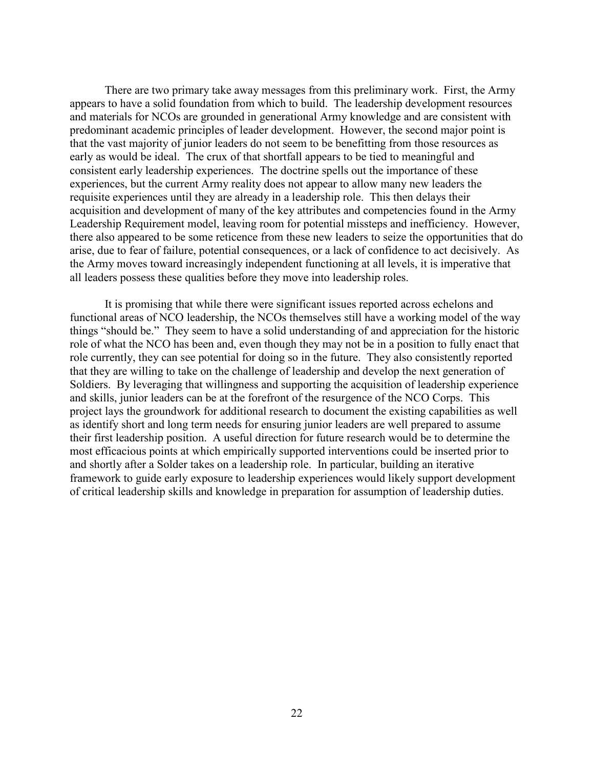There are two primary take away messages from this preliminary work. First, the Army appears to have a solid foundation from which to build. The leadership development resources and materials for NCOs are grounded in generational Army knowledge and are consistent with predominant academic principles of leader development. However, the second major point is that the vast majority of junior leaders do not seem to be benefitting from those resources as early as would be ideal. The crux of that shortfall appears to be tied to meaningful and consistent early leadership experiences. The doctrine spells out the importance of these experiences, but the current Army reality does not appear to allow many new leaders the requisite experiences until they are already in a leadership role. This then delays their acquisition and development of many of the key attributes and competencies found in the Army Leadership Requirement model, leaving room for potential missteps and inefficiency. However, there also appeared to be some reticence from these new leaders to seize the opportunities that do arise, due to fear of failure, potential consequences, or a lack of confidence to act decisively. As the Army moves toward increasingly independent functioning at all levels, it is imperative that all leaders possess these qualities before they move into leadership roles.

It is promising that while there were significant issues reported across echelons and functional areas of NCO leadership, the NCOs themselves still have a working model of the way things "should be." They seem to have a solid understanding of and appreciation for the historic role of what the NCO has been and, even though they may not be in a position to fully enact that role currently, they can see potential for doing so in the future. They also consistently reported that they are willing to take on the challenge of leadership and develop the next generation of Soldiers. By leveraging that willingness and supporting the acquisition of leadership experience and skills, junior leaders can be at the forefront of the resurgence of the NCO Corps. This project lays the groundwork for additional research to document the existing capabilities as well as identify short and long term needs for ensuring junior leaders are well prepared to assume their first leadership position. A useful direction for future research would be to determine the most efficacious points at which empirically supported interventions could be inserted prior to and shortly after a Solder takes on a leadership role. In particular, building an iterative framework to guide early exposure to leadership experiences would likely support development of critical leadership skills and knowledge in preparation for assumption of leadership duties.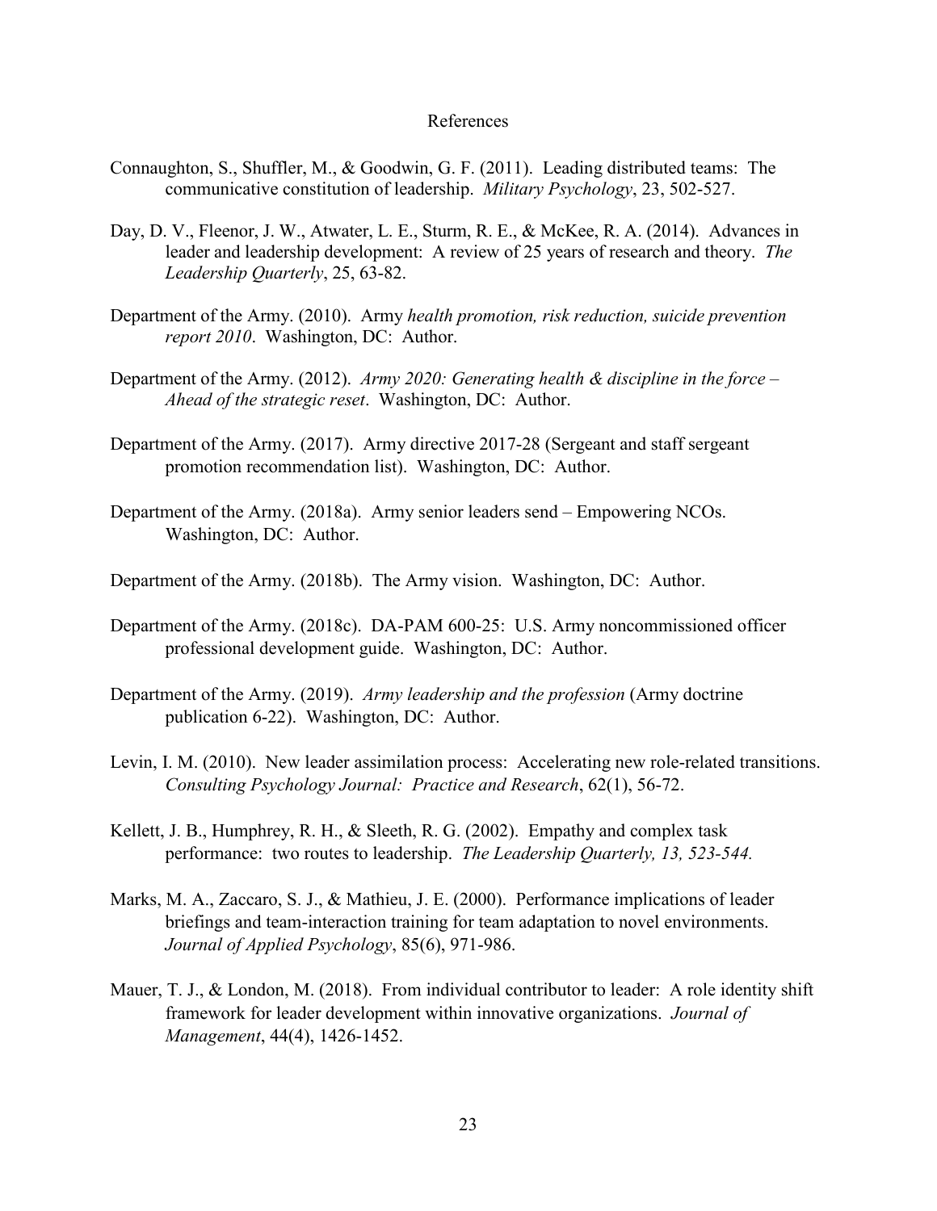# References

Connaughton, S., Shuffler, M., & Goodwin, G. F. (2011). Leading distributed teams: The communicative constitution of leadership. *Military Psychology*, 23, 502-527.

Day, D. V., Fleenor, J. W., Atwater, L. E., Sturm, R. E., & McKee, R. A. (2014). Advances in leader and leadership development: A review of 25 years of research and theory. *The Leadership Quarterly*, 25, 63-82.

Department of the Army. (2010). Army *health promotion, risk reduction, suicide prevention report 2010*. Washington, DC: Author.

Department of the Army. (2012). *Army 2020: Generating health & discipline in the force – Ahead of the strategic reset*. Washington, DC: Author.

Department of the Army. (2017). Army directive 2017-28 (Sergeant and staff sergeant promotion recommendation list). Washington, DC: Author.

Department of the Army. (2018a). Army senior leaders send – Empowering NCOs. Washington, DC: Author.

Department of the Army. (2018b). The Army vision. Washington, DC: Author.

Department of the Army. (2018c). DA-PAM 600-25: U.S. Army noncommissioned officer professional development guide. Washington, DC: Author.

Department of the Army. (2019). *Army leadership and the profession* (Army doctrine publication 6-22). Washington, DC: Author.

Levin, I. M. (2010). New leader assimilation process: Accelerating new role-related transitions. *Consulting Psychology Journal: Practice and Research*, 62(1), 56-72.

Kellett, J. B., Humphrey, R. H., & Sleeth, R. G. (2002). Empathy and complex task performance: two routes to leadership. *The Leadership Quarterly, 13, 523-544.*

Marks, M. A., Zaccaro, S. J., & Mathieu, J. E. (2000). Performance implications of leader briefings and team-interaction training for team adaptation to novel environments. *Journal of Applied Psychology*, 85(6), 971-986.

Mauer, T. J., & London, M. (2018). From individual contributor to leader: A role identity shift framework for leader development within innovative organizations. *Journal of Management*, 44(4), 1426-1452.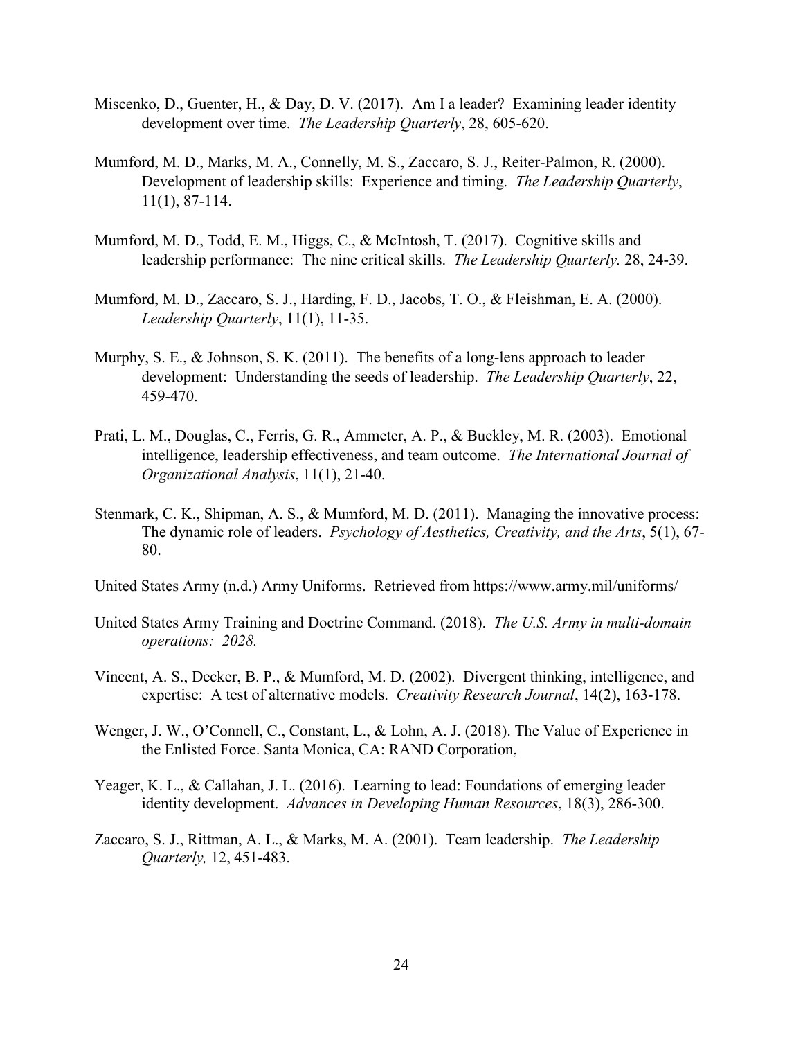Miscenko, D., Guenter, H., & Day, D. V. (2017). Am I a leader? Examining leader identity development over time. *The Leadership Quarterly*, 28, 605-620.

Mumford, M. D., Marks, M. A., Connelly, M. S., Zaccaro, S. J., Reiter-Palmon, R. (2000). Development of leadership skills: Experience and timing. *The Leadership Quarterly*, 11(1), 87-114.

Mumford, M. D., Todd, E. M., Higgs, C., & McIntosh, T. (2017). Cognitive skills and leadership performance: The nine critical skills. *The Leadership Quarterly.* 28, 24-39.

Mumford, M. D., Zaccaro, S. J., Harding, F. D., Jacobs, T. O., & Fleishman, E. A. (2000). *Leadership Quarterly*, 11(1), 11-35.

Murphy, S. E., & Johnson, S. K. (2011). The benefits of a long-lens approach to leader development: Understanding the seeds of leadership. *The Leadership Quarterly*, 22, 459-470.

Prati, L. M., Douglas, C., Ferris, G. R., Ammeter, A. P., & Buckley, M. R. (2003). Emotional intelligence, leadership effectiveness, and team outcome. *The International Journal of Organizational Analysis*, 11(1), 21-40.

Stenmark, C. K., Shipman, A. S., & Mumford, M. D. (2011). Managing the innovative process: The dynamic role of leaders. *Psychology of Aesthetics, Creativity, and the Arts*, 5(1), 67-80.

United States Army (n.d.) Army Uniforms. Retrieved from https://www.army.mil/uniforms/

United States Army Training and Doctrine Command. (2018). *The U.S. Army in multi-domain operations: 2028.*

Vincent, A. S., Decker, B. P., & Mumford, M. D. (2002). Divergent thinking, intelligence, and expertise: A test of alternative models. *Creativity Research Journal*, 14(2), 163-178.

Wenger, J. W., O'Connell, C., Constant, L., & Lohn, A. J. (2018). The Value of Experience in the Enlisted Force. Santa Monica, CA: RAND Corporation,

Yeager, K. L., & Callahan, J. L. (2016). Learning to lead: Foundations of emerging leader identity development. *Advances in Developing Human Resources*, 18(3), 286-300.

Zaccaro, S. J., Rittman, A. L., & Marks, M. A. (2001). Team leadership. *The Leadership Quarterly,* 12, 451-483.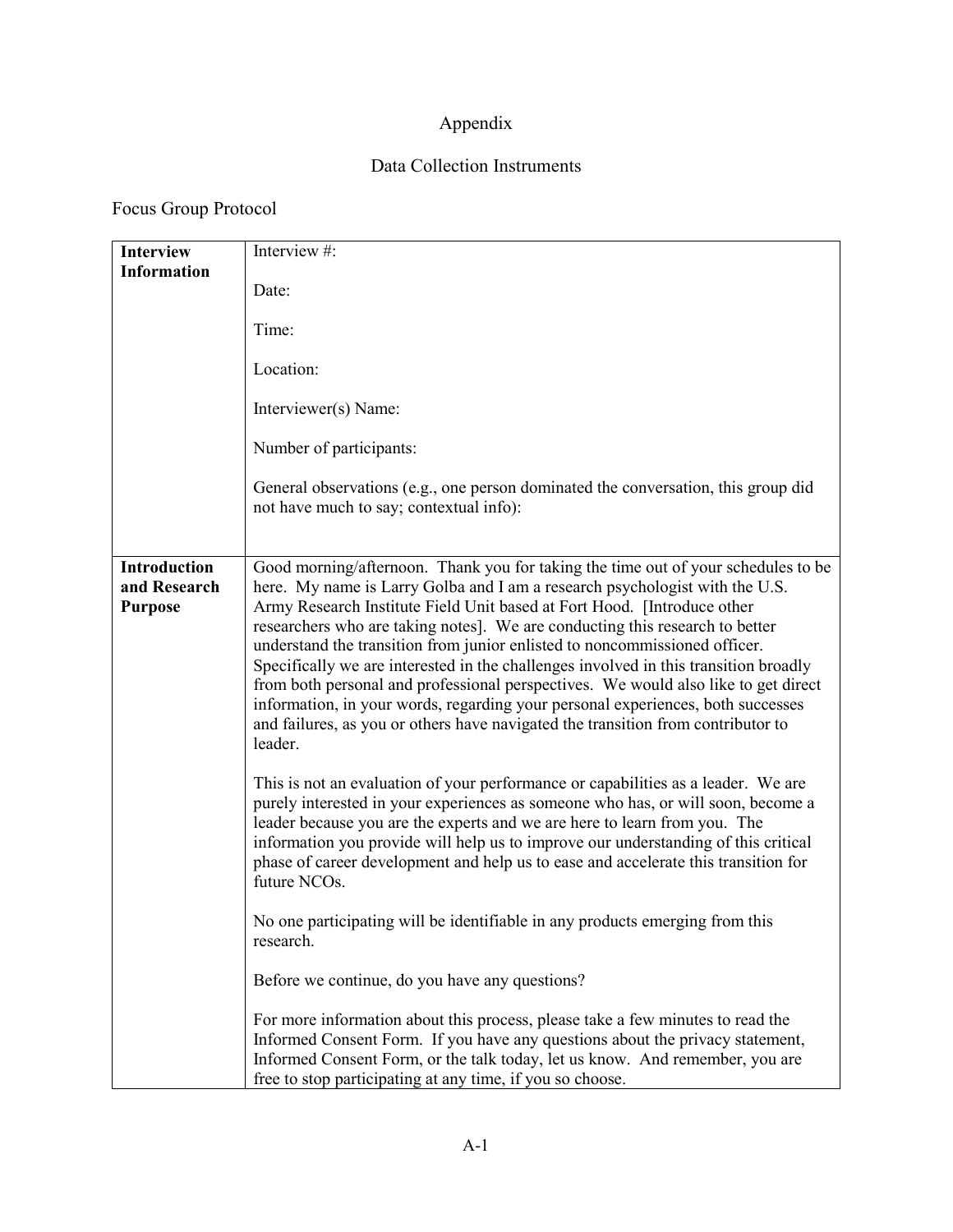# Appendix

## Data Collection Instruments

### Focus Group Protocol

| | |
|---|---|
| **Interview Information** | Interview #:<br><br>Date:<br><br>Time:<br><br>Location:<br><br>Interviewer(s) Name:<br><br>Number of participants:<br><br>General observations (e.g., one person dominated the conversation, this group did not have much to say; contextual info): |
| **Introduction and Research Purpose** | Good morning/afternoon. Thank you for taking the time out of your schedules to be here. My name is Larry Golba and I am a research psychologist with the U.S. Army Research Institute Field Unit based at Fort Hood. [Introduce other researchers who are taking notes]. We are conducting this research to better understand the transition from junior enlisted to noncommissioned officer. Specifically we are interested in the challenges involved in this transition broadly from both personal and professional perspectives. We would also like to get direct information, in your words, regarding your personal experiences, both successes and failures, as you or others have navigated the transition from contributor to leader.<br><br>This is not an evaluation of your performance or capabilities as a leader. We are purely interested in your experiences as someone who has, or will soon, become a leader because you are the experts and we are here to learn from you. The information you provide will help us to improve our understanding of this critical phase of career development and help us to ease and accelerate this transition for future NCOs.<br><br>No one participating will be identifiable in any products emerging from this research.<br><br>Before we continue, do you have any questions?<br><br>For more information about this process, please take a few minutes to read the Informed Consent Form. If you have any questions about the privacy statement, Informed Consent Form, or the talk today, let us know. And remember, you are free to stop participating at any time, if you so choose. |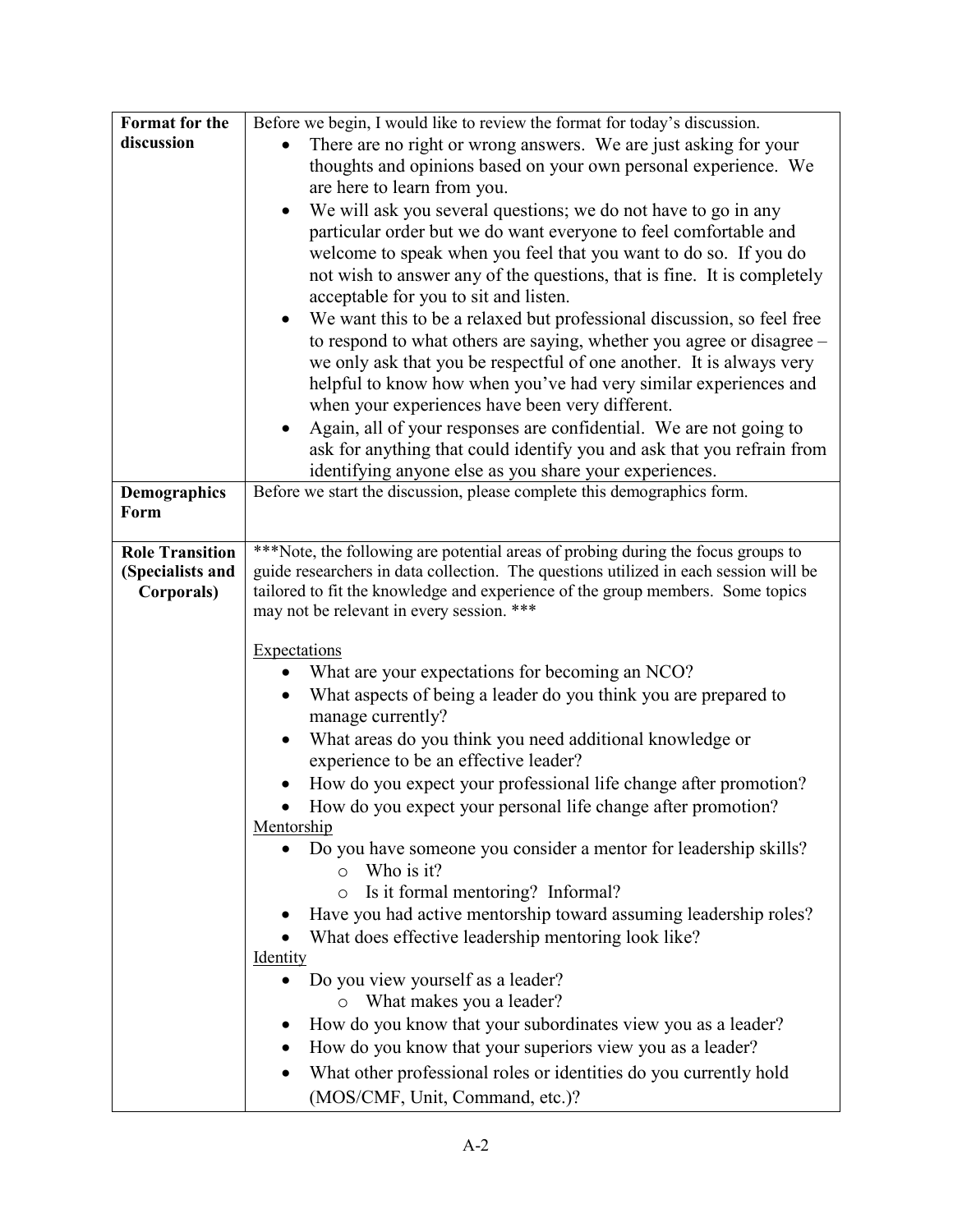| | |
|---|---|
| **Format for the discussion** | Before we begin, I would like to review the format for today's discussion.<br>• There are no right or wrong answers. We are just asking for your thoughts and opinions based on your own personal experience. We are here to learn from you.<br>• We will ask you several questions; we do not have to go in any particular order but we do want everyone to feel comfortable and welcome to speak when you feel that you want to do so. If you do not wish to answer any of the questions, that is fine. It is completely acceptable for you to sit and listen.<br>• We want this to be a relaxed but professional discussion, so feel free to respond to what others are saying, whether you agree or disagree – we only ask that you be respectful of one another. It is always very helpful to know how when you've had very similar experiences and when your experiences have been very different.<br>• Again, all of your responses are confidential. We are not going to ask for anything that could identify you and ask that you refrain from identifying anyone else as you share your experiences. |
| **Demographics Form** | Before we start the discussion, please complete this demographics form. |
| **Role Transition (Specialists and Corporals)** | ***Note, the following are potential areas of probing during the focus groups to guide researchers in data collection. The questions utilized in each session will be tailored to fit the knowledge and experience of the group members. Some topics may not be relevant in every session. ***<br><br><u>Expectations</u><br>• What are your expectations for becoming an NCO?<br>• What aspects of being a leader do you think you are prepared to manage currently?<br>• What areas do you think you need additional knowledge or experience to be an effective leader?<br>• How do you expect your professional life change after promotion?<br>• How do you expect your personal life change after promotion?<br><u>Mentorship</u><br>• Do you have someone you consider a mentor for leadership skills?<br>&nbsp;&nbsp;&nbsp;&nbsp;o Who is it?<br>&nbsp;&nbsp;&nbsp;&nbsp;o Is it formal mentoring? Informal?<br>• Have you had active mentorship toward assuming leadership roles?<br>• What does effective leadership mentoring look like?<br><u>Identity</u><br>• Do you view yourself as a leader?<br>&nbsp;&nbsp;&nbsp;&nbsp;o What makes you a leader?<br>• How do you know that your subordinates view you as a leader?<br>• How do you know that your superiors view you as a leader?<br>• What other professional roles or identities do you currently hold (MOS/CMF, Unit, Command, etc.)? |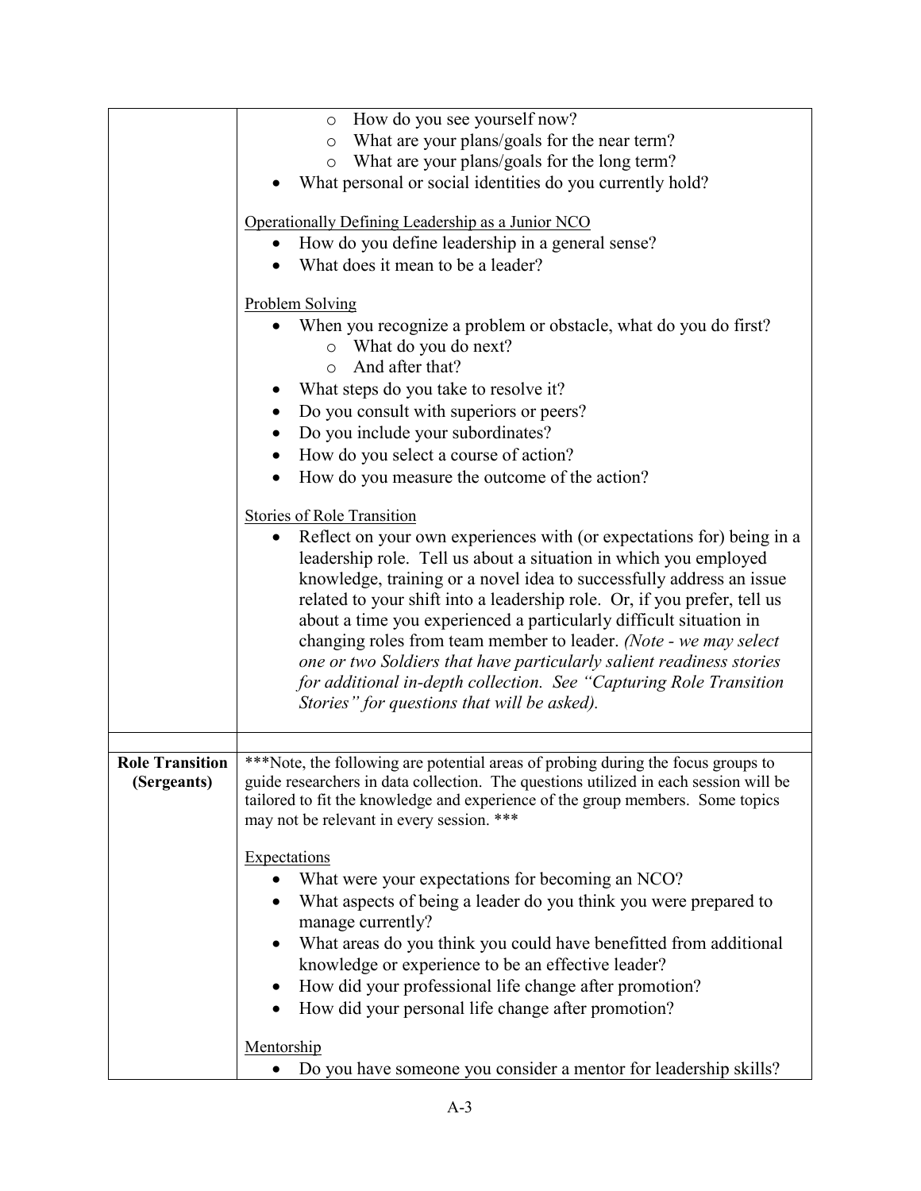| | |
|---|---|
| | ◦ How do you see yourself now?<br>◦ What are your plans/goals for the near term?<br>◦ What are your plans/goals for the long term?<br>• What personal or social identities do you currently hold?<br><br><u>Operationally Defining Leadership as a Junior NCO</u><br>• How do you define leadership in a general sense?<br>• What does it mean to be a leader?<br><br><u>Problem Solving</u><br>• When you recognize a problem or obstacle, what do you do first?<br>◦ What do you do next?<br>◦ And after that?<br>• What steps do you take to resolve it?<br>• Do you consult with superiors or peers?<br>• Do you include your subordinates?<br>• How do you select a course of action?<br>• How do you measure the outcome of the action?<br><br><u>Stories of Role Transition</u><br>• Reflect on your own experiences with (or expectations for) being in a leadership role. Tell us about a situation in which you employed knowledge, training or a novel idea to successfully address an issue related to your shift into a leadership role. Or, if you prefer, tell us about a time you experienced a particularly difficult situation in changing roles from team member to leader. *(Note - we may select one or two Soldiers that have particularly salient readiness stories for additional in-depth collection. See "Capturing Role Transition Stories" for questions that will be asked).* |
| | |
| **Role Transition (Sergeants)** | ***Note, the following are potential areas of probing during the focus groups to guide researchers in data collection. The questions utilized in each session will be tailored to fit the knowledge and experience of the group members. Some topics may not be relevant in every session. ***<br><br><u>Expectations</u><br>• What were your expectations for becoming an NCO?<br>• What aspects of being a leader do you think you were prepared to manage currently?<br>• What areas do you think you could have benefitted from additional knowledge or experience to be an effective leader?<br>• How did your professional life change after promotion?<br>• How did your personal life change after promotion?<br><br><u>Mentorship</u><br>• Do you have someone you consider a mentor for leadership skills? |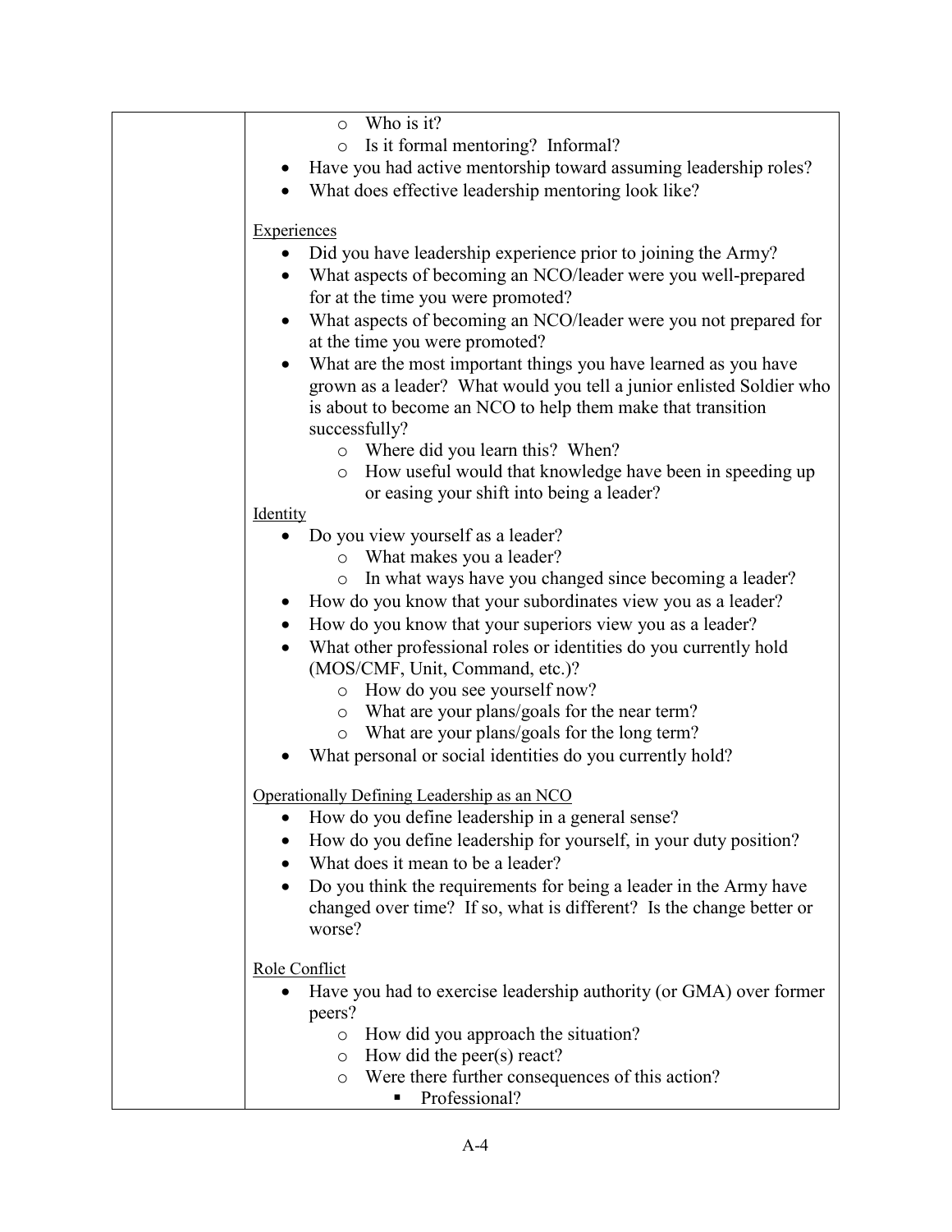| | - Who is it?<br>- Is it formal mentoring? Informal?<br><br>• Have you had active mentorship toward assuming leadership roles?<br>• What does effective leadership mentoring look like?<br><br><u>Experiences</u><br>• Did you have leadership experience prior to joining the Army?<br>• What aspects of becoming an NCO/leader were you well-prepared for at the time you were promoted?<br>• What aspects of becoming an NCO/leader were you not prepared for at the time you were promoted?<br>• What are the most important things you have learned as you have grown as a leader? What would you tell a junior enlisted Soldier who is about to become an NCO to help them make that transition successfully?<br>  - Where did you learn this? When?<br>  - How useful would that knowledge have been in speeding up or easing your shift into being a leader?<br><br><u>Identity</u><br>• Do you view yourself as a leader?<br>  - What makes you a leader?<br>  - In what ways have you changed since becoming a leader?<br>• How do you know that your subordinates view you as a leader?<br>• How do you know that your superiors view you as a leader?<br>• What other professional roles or identities do you currently hold (MOS/CMF, Unit, Command, etc.)?<br>  - How do you see yourself now?<br>  - What are your plans/goals for the near term?<br>  - What are your plans/goals for the long term?<br>• What personal or social identities do you currently hold?<br><br><u>Operationally Defining Leadership as an NCO</u><br>• How do you define leadership in a general sense?<br>• How do you define leadership for yourself, in your duty position?<br>• What does it mean to be a leader?<br>• Do you think the requirements for being a leader in the Army have changed over time? If so, what is different? Is the change better or worse?<br><br><u>Role Conflict</u><br>• Have you had to exercise leadership authority (or GMA) over former peers?<br>  - How did you approach the situation?<br>  - How did the peer(s) react?<br>  - Were there further consequences of this action?<br>    ▪ Professional? |
|---|---|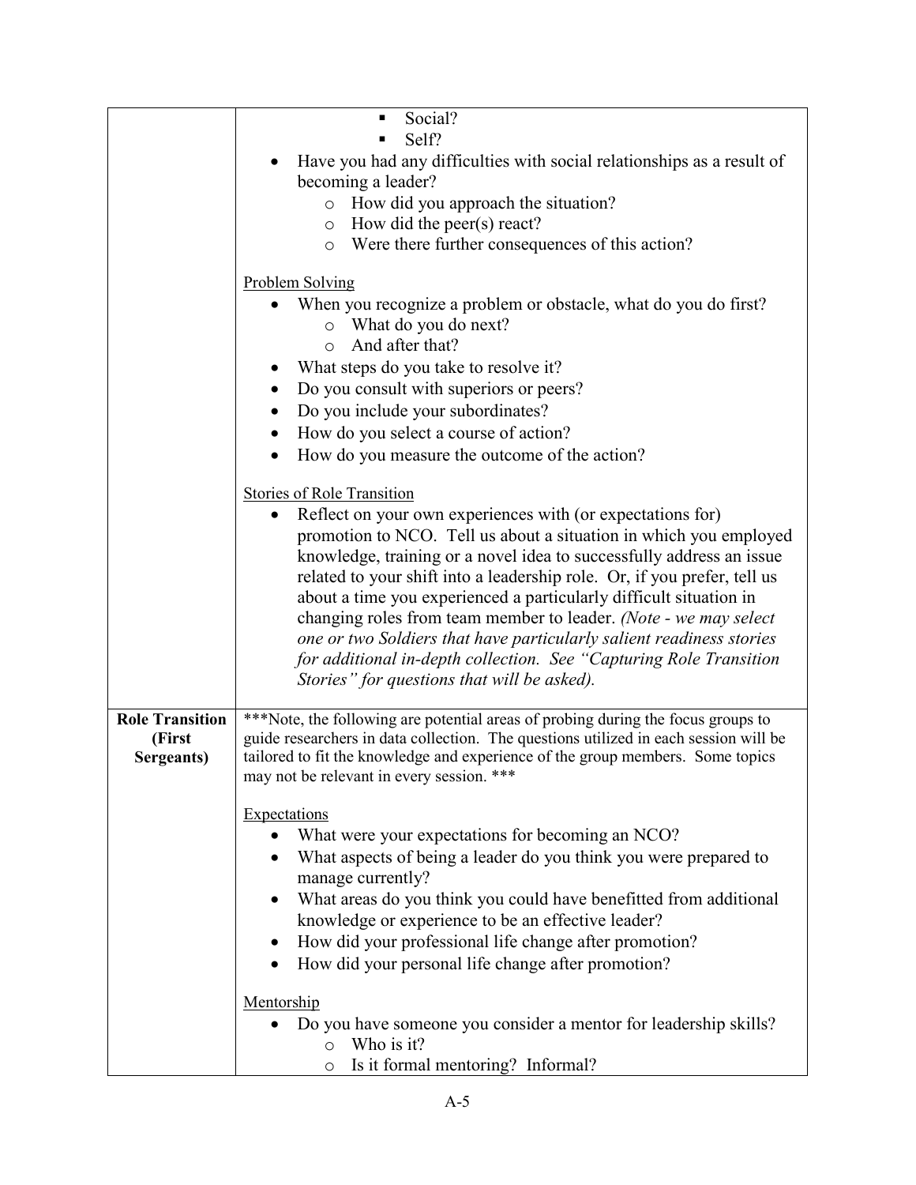| | |
|---|---|
| | ▪ Social?<br>▪ Self?<br>• Have you had any difficulties with social relationships as a result of becoming a leader?<br>  ○ How did you approach the situation?<br>  ○ How did the peer(s) react?<br>  ○ Were there further consequences of this action?<br><br><u>Problem Solving</u><br>• When you recognize a problem or obstacle, what do you do first?<br>  ○ What do you do next?<br>  ○ And after that?<br>• What steps do you take to resolve it?<br>• Do you consult with superiors or peers?<br>• Do you include your subordinates?<br>• How do you select a course of action?<br>• How do you measure the outcome of the action?<br><br><u>Stories of Role Transition</u><br>• Reflect on your own experiences with (or expectations for) promotion to NCO. Tell us about a situation in which you employed knowledge, training or a novel idea to successfully address an issue related to your shift into a leadership role. Or, if you prefer, tell us about a time you experienced a particularly difficult situation in changing roles from team member to leader. *(Note - we may select one or two Soldiers that have particularly salient readiness stories for additional in-depth collection. See "Capturing Role Transition Stories" for questions that will be asked).* |
| **Role Transition (First Sergeants)** | ***Note, the following are potential areas of probing during the focus groups to guide researchers in data collection. The questions utilized in each session will be tailored to fit the knowledge and experience of the group members. Some topics may not be relevant in every session. ***<br><br><u>Expectations</u><br>• What were your expectations for becoming an NCO?<br>• What aspects of being a leader do you think you were prepared to manage currently?<br>• What areas do you think you could have benefitted from additional knowledge or experience to be an effective leader?<br>• How did your professional life change after promotion?<br>• How did your personal life change after promotion?<br><br><u>Mentorship</u><br>• Do you have someone you consider a mentor for leadership skills?<br>  ○ Who is it?<br>  ○ Is it formal mentoring? Informal? |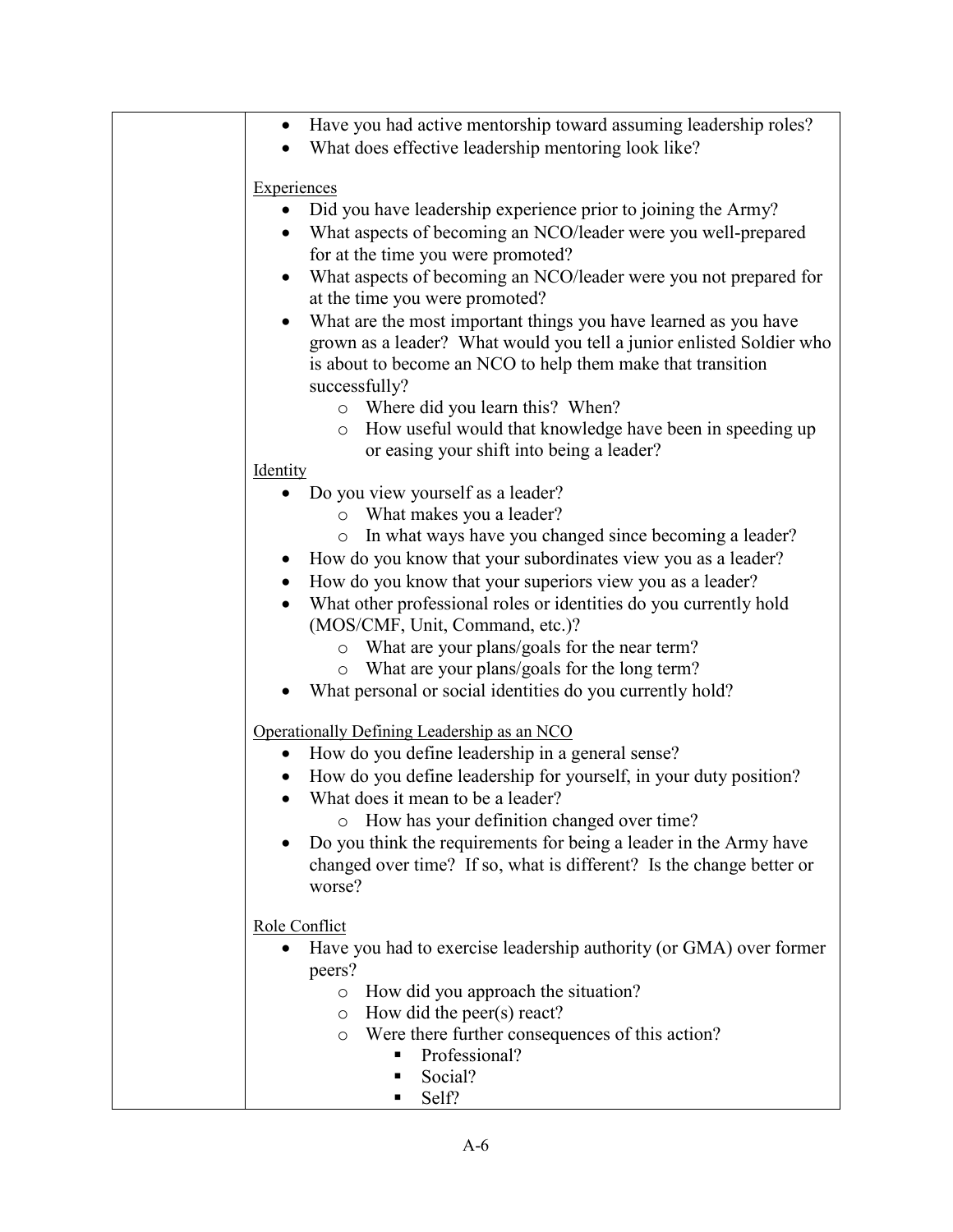| | |
|---|---|
| | • Have you had active mentorship toward assuming leadership roles?<br>• What does effective leadership mentoring look like?<br><br><u>Experiences</u><br>• Did you have leadership experience prior to joining the Army?<br>• What aspects of becoming an NCO/leader were you well-prepared for at the time you were promoted?<br>• What aspects of becoming an NCO/leader were you not prepared for at the time you were promoted?<br>• What are the most important things you have learned as you have grown as a leader? What would you tell a junior enlisted Soldier who is about to become an NCO to help them make that transition successfully?<br>&nbsp;&nbsp;&nbsp;&nbsp;o Where did you learn this? When?<br>&nbsp;&nbsp;&nbsp;&nbsp;o How useful would that knowledge have been in speeding up or easing your shift into being a leader?<br><br><u>Identity</u><br>• Do you view yourself as a leader?<br>&nbsp;&nbsp;&nbsp;&nbsp;o What makes you a leader?<br>&nbsp;&nbsp;&nbsp;&nbsp;o In what ways have you changed since becoming a leader?<br>• How do you know that your subordinates view you as a leader?<br>• How do you know that your superiors view you as a leader?<br>• What other professional roles or identities do you currently hold (MOS/CMF, Unit, Command, etc.)?<br>&nbsp;&nbsp;&nbsp;&nbsp;o What are your plans/goals for the near term?<br>&nbsp;&nbsp;&nbsp;&nbsp;o What are your plans/goals for the long term?<br>• What personal or social identities do you currently hold?<br><br><u>Operationally Defining Leadership as an NCO</u><br>• How do you define leadership in a general sense?<br>• How do you define leadership for yourself, in your duty position?<br>• What does it mean to be a leader?<br>&nbsp;&nbsp;&nbsp;&nbsp;o How has your definition changed over time?<br>• Do you think the requirements for being a leader in the Army have changed over time? If so, what is different? Is the change better or worse?<br><br><u>Role Conflict</u><br>• Have you had to exercise leadership authority (or GMA) over former peers?<br>&nbsp;&nbsp;&nbsp;&nbsp;o How did you approach the situation?<br>&nbsp;&nbsp;&nbsp;&nbsp;o How did the peer(s) react?<br>&nbsp;&nbsp;&nbsp;&nbsp;o Were there further consequences of this action?<br>&nbsp;&nbsp;&nbsp;&nbsp;&nbsp;&nbsp;&nbsp;&nbsp;▪ Professional?<br>&nbsp;&nbsp;&nbsp;&nbsp;&nbsp;&nbsp;&nbsp;&nbsp;▪ Social?<br>&nbsp;&nbsp;&nbsp;&nbsp;&nbsp;&nbsp;&nbsp;&nbsp;▪ Self? |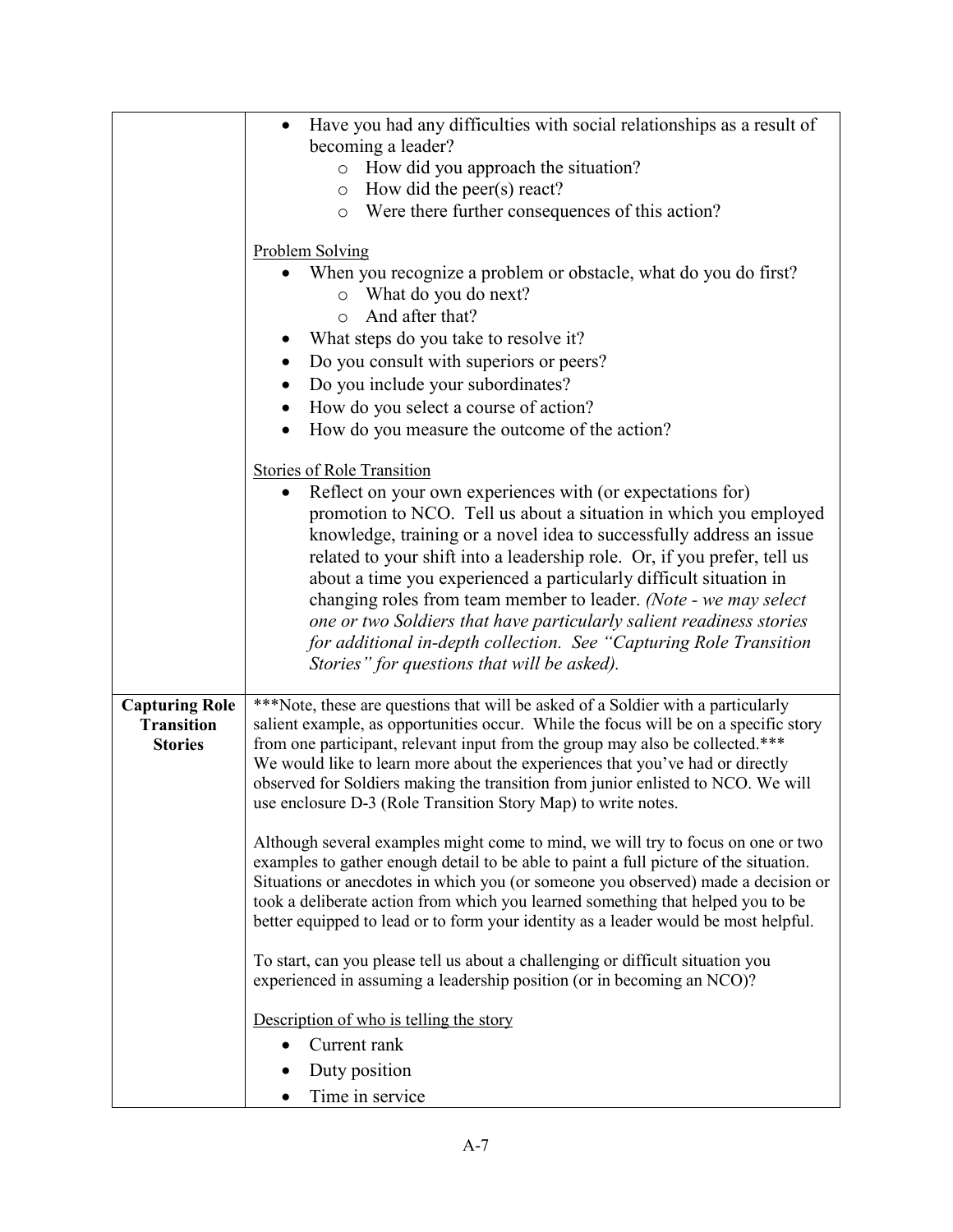| | |
|---|---|
| | • Have you had any difficulties with social relationships as a result of becoming a leader?<br>  ○ How did you approach the situation?<br>  ○ How did the peer(s) react?<br>  ○ Were there further consequences of this action?<br><br><u>Problem Solving</u><br>• When you recognize a problem or obstacle, what do you do first?<br>  ○ What do you do next?<br>  ○ And after that?<br>• What steps do you take to resolve it?<br>• Do you consult with superiors or peers?<br>• Do you include your subordinates?<br>• How do you select a course of action?<br>• How do you measure the outcome of the action?<br><br><u>Stories of Role Transition</u><br>• Reflect on your own experiences with (or expectations for) promotion to NCO. Tell us about a situation in which you employed knowledge, training or a novel idea to successfully address an issue related to your shift into a leadership role. Or, if you prefer, tell us about a time you experienced a particularly difficult situation in changing roles from team member to leader. *(Note - we may select one or two Soldiers that have particularly salient readiness stories for additional in-depth collection. See "Capturing Role Transition Stories" for questions that will be asked).* |
| **Capturing Role Transition Stories** | ***Note, these are questions that will be asked of a Soldier with a particularly salient example, as opportunities occur. While the focus will be on a specific story from one participant, relevant input from the group may also be collected.***<br>We would like to learn more about the experiences that you've had or directly observed for Soldiers making the transition from junior enlisted to NCO. We will use enclosure D-3 (Role Transition Story Map) to write notes.<br><br>Although several examples might come to mind, we will try to focus on one or two examples to gather enough detail to be able to paint a full picture of the situation. Situations or anecdotes in which you (or someone you observed) made a decision or took a deliberate action from which you learned something that helped you to be better equipped to lead or to form your identity as a leader would be most helpful.<br><br>To start, can you please tell us about a challenging or difficult situation you experienced in assuming a leadership position (or in becoming an NCO)?<br><br><u>Description of who is telling the story</u><br>• Current rank<br>• Duty position<br>• Time in service |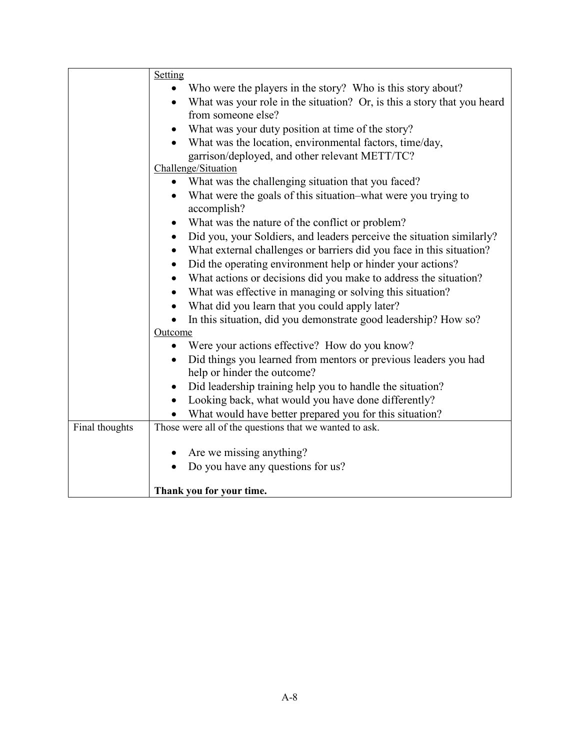| | |
|---|---|
| | <u>Setting</u><br>• Who were the players in the story? Who is this story about?<br>• What was your role in the situation? Or, is this a story that you heard from someone else?<br>• What was your duty position at time of the story?<br>• What was the location, environmental factors, time/day, garrison/deployed, and other relevant METT/TC?<br><u>Challenge/Situation</u><br>• What was the challenging situation that you faced?<br>• What were the goals of this situation–what were you trying to accomplish?<br>• What was the nature of the conflict or problem?<br>• Did you, your Soldiers, and leaders perceive the situation similarly?<br>• What external challenges or barriers did you face in this situation?<br>• Did the operating environment help or hinder your actions?<br>• What actions or decisions did you make to address the situation?<br>• What was effective in managing or solving this situation?<br>• What did you learn that you could apply later?<br>• In this situation, did you demonstrate good leadership? How so?<br><u>Outcome</u><br>• Were your actions effective? How do you know?<br>• Did things you learned from mentors or previous leaders you had help or hinder the outcome?<br>• Did leadership training help you to handle the situation?<br>• Looking back, what would you have done differently?<br>• What would have better prepared you for this situation? |
| Final thoughts | Those were all of the questions that we wanted to ask.<br><br>• Are we missing anything?<br>• Do you have any questions for us?<br><br>**Thank you for your time.** |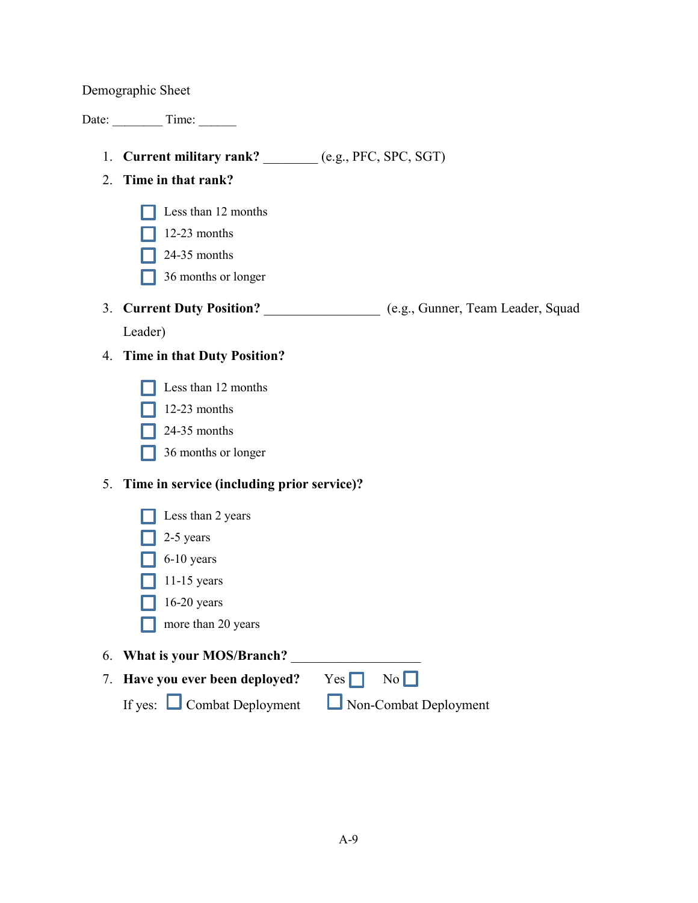Demographic Sheet

Date: ________ Time: ______

1. **Current military rank?** ________ (e.g., PFC, SPC, SGT)
2. **Time in that rank?**

   - ☐ Less than 12 months
   - ☐ 12-23 months
   - ☐ 24-35 months
   - ☐ 36 months or longer

3. **Current Duty Position?** _________________ (e.g., Gunner, Team Leader, Squad Leader)
4. **Time in that Duty Position?**

   - ☐ Less than 12 months
   - ☐ 12-23 months
   - ☐ 24-35 months
   - ☐ 36 months or longer

5. **Time in service (including prior service)?**

   - ☐ Less than 2 years
   - ☐ 2-5 years
   - ☐ 6-10 years
   - ☐ 11-15 years
   - ☐ 16-20 years
   - ☐ more than 20 years

6. **What is your MOS/Branch?** ___________________
7. **Have you ever been deployed?** Yes ☐ No ☐

   If yes: ☐ Combat Deployment ☐ Non-Combat Deployment